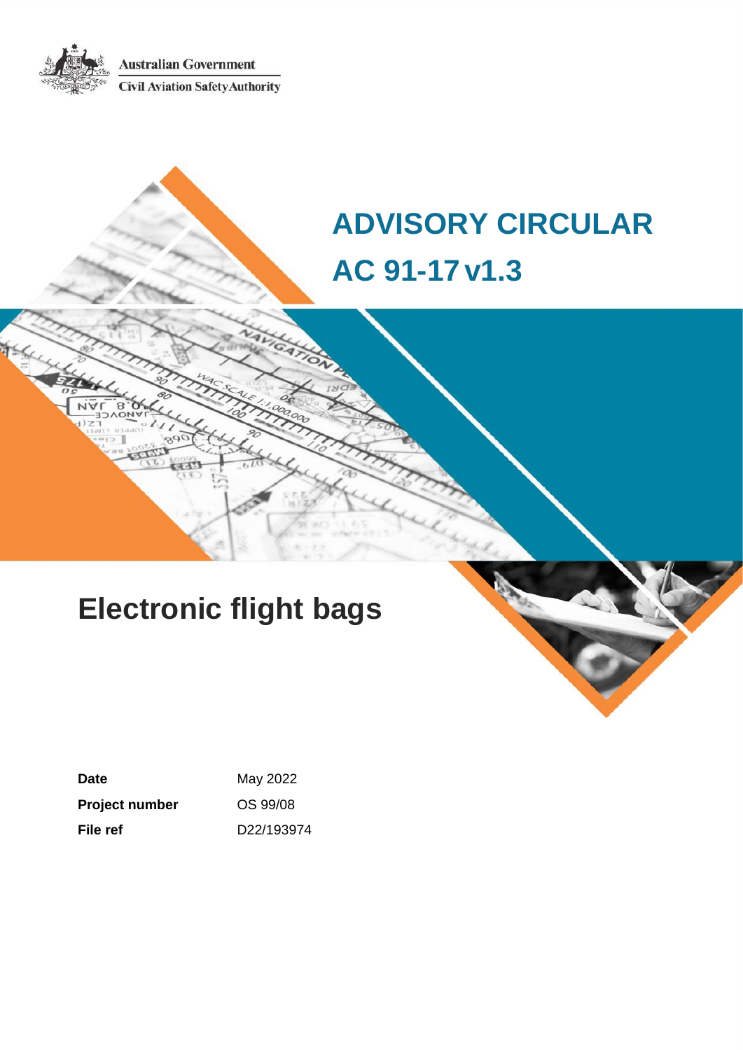Australian Government

Civil Aviation Safety Authority

# ADVISORY CIRCULAR

# AC 91-17 v1.3

# Electronic flight bags

| | |
|---|---|
| **Date** | May 2022 |
| **Project number** | OS 99/08 |
| **File ref** | D22/193974 |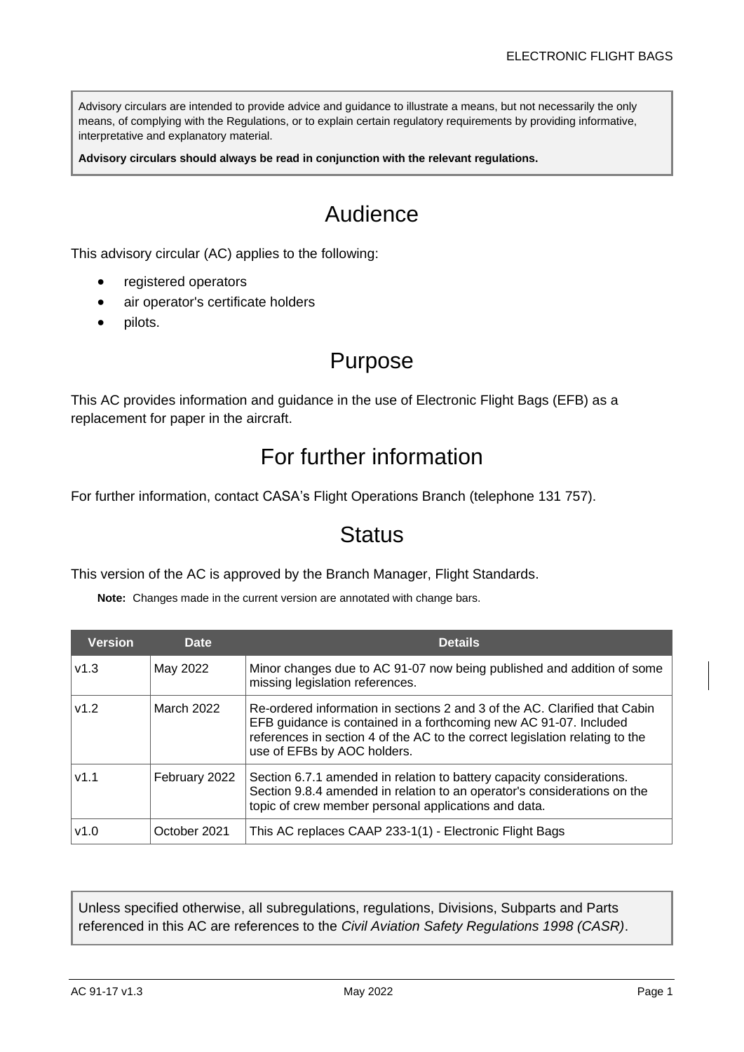Advisory circulars are intended to provide advice and guidance to illustrate a means, but not necessarily the only means, of complying with the Regulations, or to explain certain regulatory requirements by providing informative, interpretative and explanatory material.

**Advisory circulars should always be read in conjunction with the relevant regulations.**

# Audience

This advisory circular (AC) applies to the following:

- registered operators
- air operator's certificate holders
- pilots.

# Purpose

This AC provides information and guidance in the use of Electronic Flight Bags (EFB) as a replacement for paper in the aircraft.

# For further information

For further information, contact CASA's Flight Operations Branch (telephone 131 757).

# Status

This version of the AC is approved by the Branch Manager, Flight Standards.

**Note:** Changes made in the current version are annotated with change bars.

| Version | Date | Details |
|---|---|---|
| v1.3 | May 2022 | Minor changes due to AC 91-07 now being published and addition of some missing legislation references. |
| v1.2 | March 2022 | Re-ordered information in sections 2 and 3 of the AC. Clarified that Cabin EFB guidance is contained in a forthcoming new AC 91-07. Included references in section 4 of the AC to the correct legislation relating to the use of EFBs by AOC holders. |
| v1.1 | February 2022 | Section 6.7.1 amended in relation to battery capacity considerations. Section 9.8.4 amended in relation to an operator's considerations on the topic of crew member personal applications and data. |
| v1.0 | October 2021 | This AC replaces CAAP 233-1(1) - Electronic Flight Bags |

Unless specified otherwise, all subregulations, regulations, Divisions, Subparts and Parts referenced in this AC are references to the *Civil Aviation Safety Regulations 1998 (CASR)*.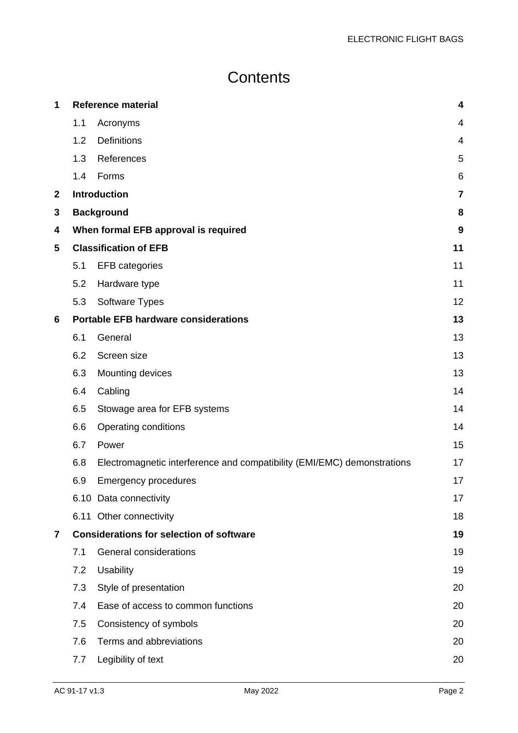# Contents

| | | | |
|---|---|---|---|
| **1** | **Reference material** | | **4** |
| | 1.1 | Acronyms | 4 |
| | 1.2 | Definitions | 4 |
| | 1.3 | References | 5 |
| | 1.4 | Forms | 6 |
| **2** | **Introduction** | | **7** |
| **3** | **Background** | | **8** |
| **4** | **When formal EFB approval is required** | | **9** |
| **5** | **Classification of EFB** | | **11** |
| | 5.1 | EFB categories | 11 |
| | 5.2 | Hardware type | 11 |
| | 5.3 | Software Types | 12 |
| **6** | **Portable EFB hardware considerations** | | **13** |
| | 6.1 | General | 13 |
| | 6.2 | Screen size | 13 |
| | 6.3 | Mounting devices | 13 |
| | 6.4 | Cabling | 14 |
| | 6.5 | Stowage area for EFB systems | 14 |
| | 6.6 | Operating conditions | 14 |
| | 6.7 | Power | 15 |
| | 6.8 | Electromagnetic interference and compatibility (EMI/EMC) demonstrations | 17 |
| | 6.9 | Emergency procedures | 17 |
| | 6.10 | Data connectivity | 17 |
| | 6.11 | Other connectivity | 18 |
| **7** | **Considerations for selection of software** | | **19** |
| | 7.1 | General considerations | 19 |
| | 7.2 | Usability | 19 |
| | 7.3 | Style of presentation | 20 |
| | 7.4 | Ease of access to common functions | 20 |
| | 7.5 | Consistency of symbols | 20 |
| | 7.6 | Terms and abbreviations | 20 |
| | 7.7 | Legibility of text | 20 |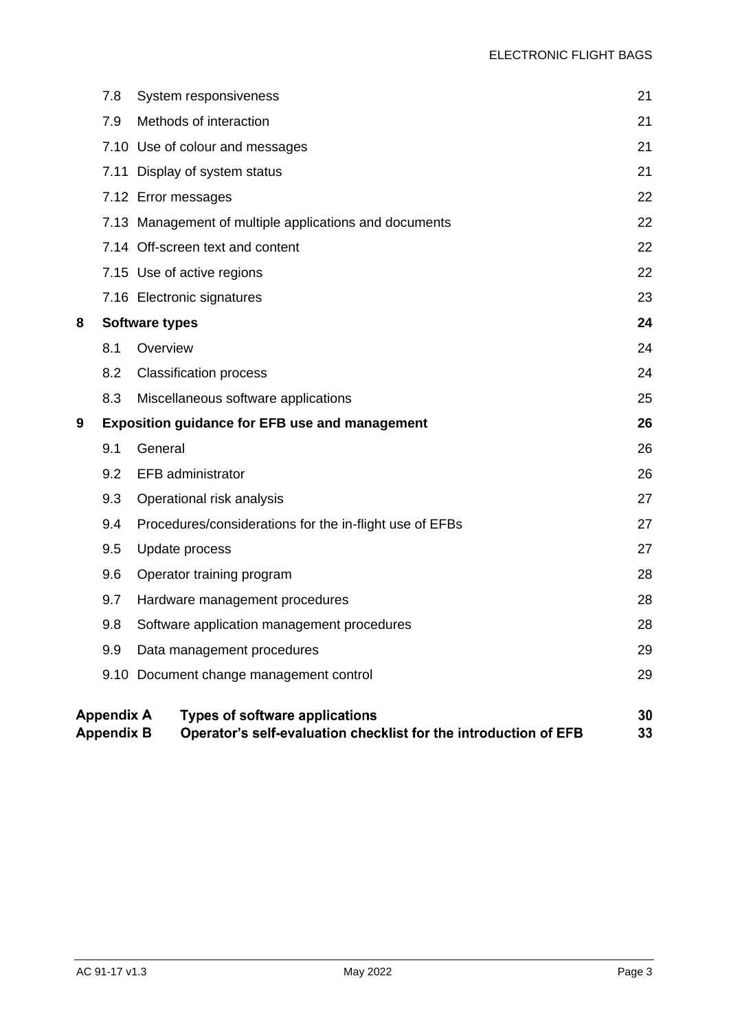| | | | |
|---|---|---|---|
| | 7.8 | System responsiveness | 21 |
| | 7.9 | Methods of interaction | 21 |
| | 7.10 | Use of colour and messages | 21 |
| | 7.11 | Display of system status | 21 |
| | 7.12 | Error messages | 22 |
| | 7.13 | Management of multiple applications and documents | 22 |
| | 7.14 | Off-screen text and content | 22 |
| | 7.15 | Use of active regions | 22 |
| | 7.16 | Electronic signatures | 23 |
| **8** | **Software types** | | **24** |
| | 8.1 | Overview | 24 |
| | 8.2 | Classification process | 24 |
| | 8.3 | Miscellaneous software applications | 25 |
| **9** | **Exposition guidance for EFB use and management** | | **26** |
| | 9.1 | General | 26 |
| | 9.2 | EFB administrator | 26 |
| | 9.3 | Operational risk analysis | 27 |
| | 9.4 | Procedures/considerations for the in-flight use of EFBs | 27 |
| | 9.5 | Update process | 27 |
| | 9.6 | Operator training program | 28 |
| | 9.7 | Hardware management procedures | 28 |
| | 9.8 | Software application management procedures | 28 |
| | 9.9 | Data management procedures | 29 |
| | 9.10 | Document change management control | 29 |
| **Appendix A** | | **Types of software applications** | **30** |
| **Appendix B** | | **Operator's self-evaluation checklist for the introduction of EFB** | **33** |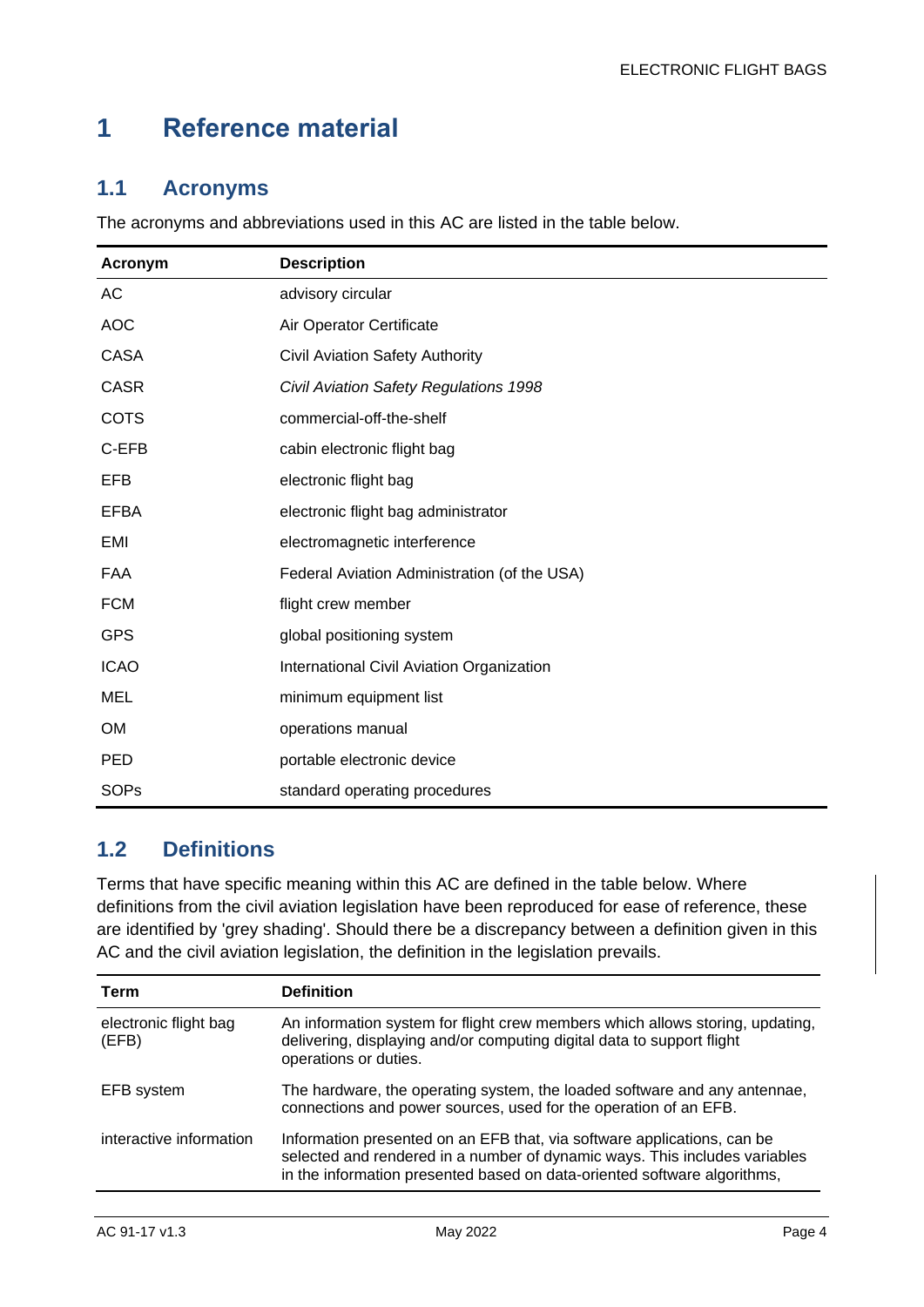# 1 Reference material

## 1.1 Acronyms

The acronyms and abbreviations used in this AC are listed in the table below.

| Acronym | Description |
| --- | --- |
| AC | advisory circular |
| AOC | Air Operator Certificate |
| CASA | Civil Aviation Safety Authority |
| CASR | *Civil Aviation Safety Regulations 1998* |
| COTS | commercial-off-the-shelf |
| C-EFB | cabin electronic flight bag |
| EFB | electronic flight bag |
| EFBA | electronic flight bag administrator |
| EMI | electromagnetic interference |
| FAA | Federal Aviation Administration (of the USA) |
| FCM | flight crew member |
| GPS | global positioning system |
| ICAO | International Civil Aviation Organization |
| MEL | minimum equipment list |
| OM | operations manual |
| PED | portable electronic device |
| SOPs | standard operating procedures |

## 1.2 Definitions

Terms that have specific meaning within this AC are defined in the table below. Where definitions from the civil aviation legislation have been reproduced for ease of reference, these are identified by 'grey shading'. Should there be a discrepancy between a definition given in this AC and the civil aviation legislation, the definition in the legislation prevails.

| Term | Definition |
| --- | --- |
| electronic flight bag (EFB) | An information system for flight crew members which allows storing, updating, delivering, displaying and/or computing digital data to support flight operations or duties. |
| EFB system | The hardware, the operating system, the loaded software and any antennae, connections and power sources, used for the operation of an EFB. |
| interactive information | Information presented on an EFB that, via software applications, can be selected and rendered in a number of dynamic ways. This includes variables in the information presented based on data-oriented software algorithms, |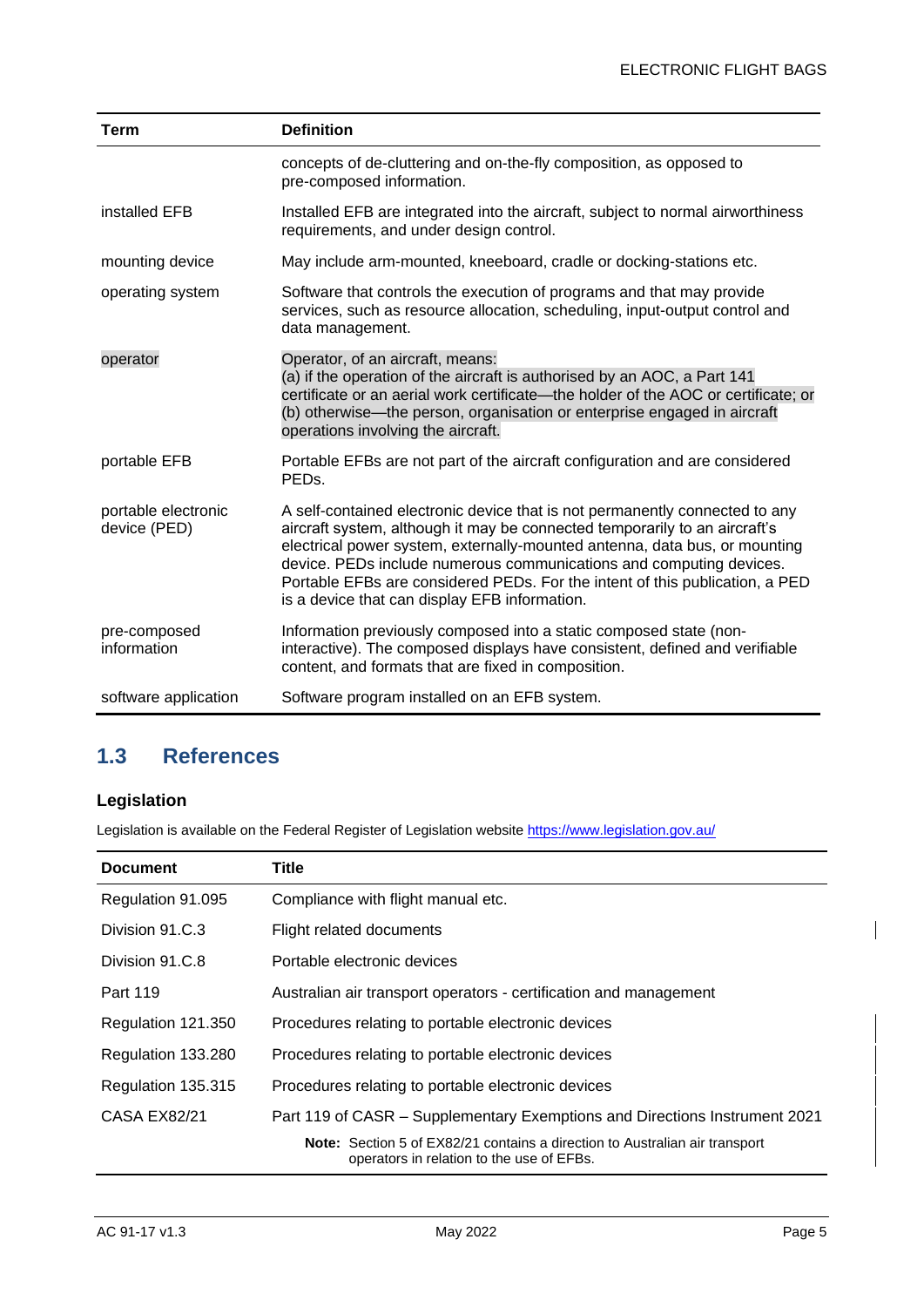| Term | Definition |
| --- | --- |
| | concepts of de-cluttering and on-the-fly composition, as opposed to pre-composed information. |
| installed EFB | Installed EFB are integrated into the aircraft, subject to normal airworthiness requirements, and under design control. |
| mounting device | May include arm-mounted, kneeboard, cradle or docking-stations etc. |
| operating system | Software that controls the execution of programs and that may provide services, such as resource allocation, scheduling, input-output control and data management. |
| operator | Operator, of an aircraft, means:<br>(a) if the operation of the aircraft is authorised by an AOC, a Part 141 certificate or an aerial work certificate—the holder of the AOC or certificate; or<br>(b) otherwise—the person, organisation or enterprise engaged in aircraft operations involving the aircraft. |
| portable EFB | Portable EFBs are not part of the aircraft configuration and are considered PEDs. |
| portable electronic device (PED) | A self-contained electronic device that is not permanently connected to any aircraft system, although it may be connected temporarily to an aircraft's electrical power system, externally-mounted antenna, data bus, or mounting device. PEDs include numerous communications and computing devices. Portable EFBs are considered PEDs. For the intent of this publication, a PED is a device that can display EFB information. |
| pre-composed information | Information previously composed into a static composed state (non-interactive). The composed displays have consistent, defined and verifiable content, and formats that are fixed in composition. |
| software application | Software program installed on an EFB system. |

## 1.3 References

### Legislation

Legislation is available on the Federal Register of Legislation website https://www.legislation.gov.au/

| Document | Title |
| --- | --- |
| Regulation 91.095 | Compliance with flight manual etc. |
| Division 91.C.3 | Flight related documents |
| Division 91.C.8 | Portable electronic devices |
| Part 119 | Australian air transport operators - certification and management |
| Regulation 121.350 | Procedures relating to portable electronic devices |
| Regulation 133.280 | Procedures relating to portable electronic devices |
| Regulation 135.315 | Procedures relating to portable electronic devices |
| CASA EX82/21 | Part 119 of CASR – Supplementary Exemptions and Directions Instrument 2021<br>**Note:** Section 5 of EX82/21 contains a direction to Australian air transport operators in relation to the use of EFBs. |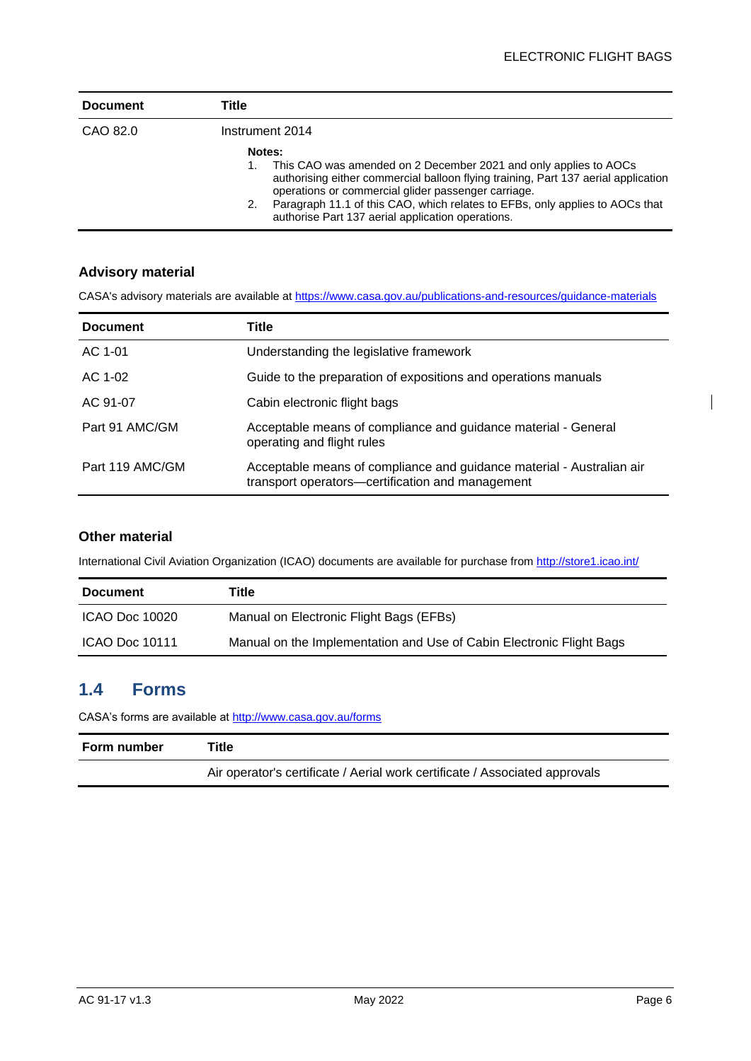| Document | Title |
| --- | --- |
| CAO 82.0 | Instrument 2014<br><br>**Notes:**<br>1. This CAO was amended on 2 December 2021 and only applies to AOCs authorising either commercial balloon flying training, Part 137 aerial application operations or commercial glider passenger carriage.<br>2. Paragraph 11.1 of this CAO, which relates to EFBs, only applies to AOCs that authorise Part 137 aerial application operations. |

### Advisory material

CASA's advisory materials are available at https://www.casa.gov.au/publications-and-resources/guidance-materials

| Document | Title |
| --- | --- |
| AC 1-01 | Understanding the legislative framework |
| AC 1-02 | Guide to the preparation of expositions and operations manuals |
| AC 91-07 | Cabin electronic flight bags |
| Part 91 AMC/GM | Acceptable means of compliance and guidance material - General operating and flight rules |
| Part 119 AMC/GM | Acceptable means of compliance and guidance material - Australian air transport operators—certification and management |

### Other material

International Civil Aviation Organization (ICAO) documents are available for purchase from http://store1.icao.int/

| Document | Title |
| --- | --- |
| ICAO Doc 10020 | Manual on Electronic Flight Bags (EFBs) |
| ICAO Doc 10111 | Manual on the Implementation and Use of Cabin Electronic Flight Bags |

## 1.4 Forms

CASA's forms are available at http://www.casa.gov.au/forms

| Form number | Title |
| --- | --- |
| | Air operator's certificate / Aerial work certificate / Associated approvals |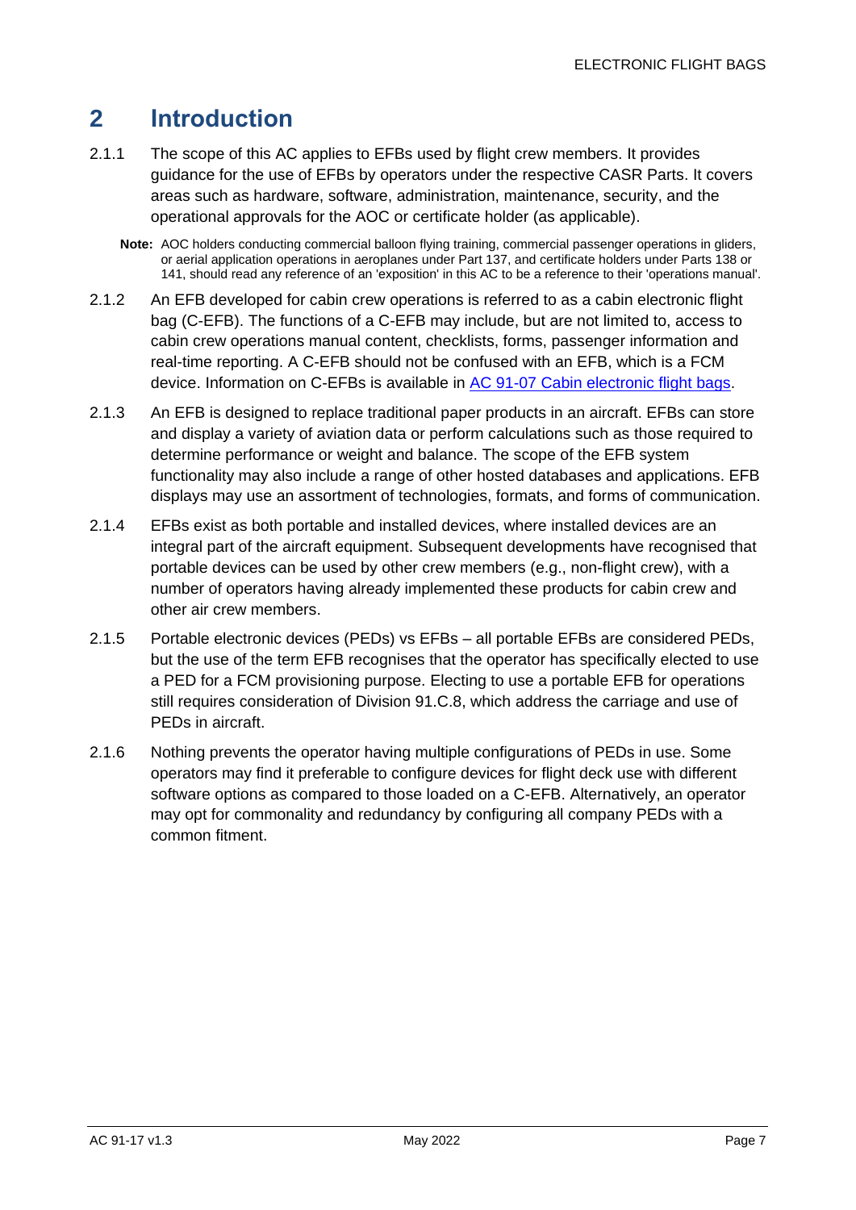# 2 Introduction

2.1.1 The scope of this AC applies to EFBs used by flight crew members. It provides guidance for the use of EFBs by operators under the respective CASR Parts. It covers areas such as hardware, software, administration, maintenance, security, and the operational approvals for the AOC or certificate holder (as applicable).

**Note:** AOC holders conducting commercial balloon flying training, commercial passenger operations in gliders, or aerial application operations in aeroplanes under Part 137, and certificate holders under Parts 138 or 141, should read any reference of an 'exposition' in this AC to be a reference to their 'operations manual'.

2.1.2 An EFB developed for cabin crew operations is referred to as a cabin electronic flight bag (C-EFB). The functions of a C-EFB may include, but are not limited to, access to cabin crew operations manual content, checklists, forms, passenger information and real-time reporting. A C-EFB should not be confused with an EFB, which is a FCM device. Information on C-EFBs is available in AC 91-07 Cabin electronic flight bags.

2.1.3 An EFB is designed to replace traditional paper products in an aircraft. EFBs can store and display a variety of aviation data or perform calculations such as those required to determine performance or weight and balance. The scope of the EFB system functionality may also include a range of other hosted databases and applications. EFB displays may use an assortment of technologies, formats, and forms of communication.

2.1.4 EFBs exist as both portable and installed devices, where installed devices are an integral part of the aircraft equipment. Subsequent developments have recognised that portable devices can be used by other crew members (e.g., non-flight crew), with a number of operators having already implemented these products for cabin crew and other air crew members.

2.1.5 Portable electronic devices (PEDs) vs EFBs – all portable EFBs are considered PEDs, but the use of the term EFB recognises that the operator has specifically elected to use a PED for a FCM provisioning purpose. Electing to use a portable EFB for operations still requires consideration of Division 91.C.8, which address the carriage and use of PEDs in aircraft.

2.1.6 Nothing prevents the operator having multiple configurations of PEDs in use. Some operators may find it preferable to configure devices for flight deck use with different software options as compared to those loaded on a C-EFB. Alternatively, an operator may opt for commonality and redundancy by configuring all company PEDs with a common fitment.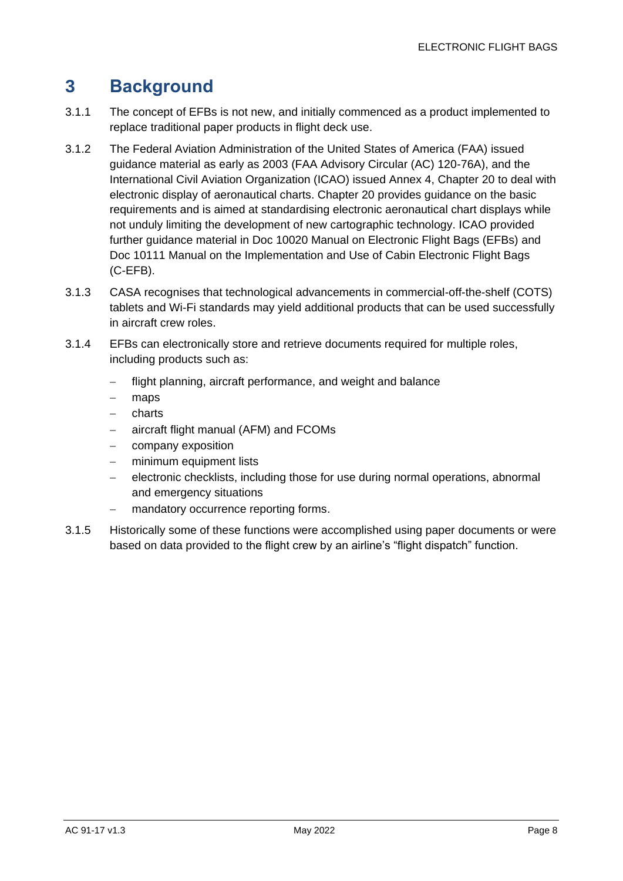# 3 Background

3.1.1 The concept of EFBs is not new, and initially commenced as a product implemented to replace traditional paper products in flight deck use.

3.1.2 The Federal Aviation Administration of the United States of America (FAA) issued guidance material as early as 2003 (FAA Advisory Circular (AC) 120-76A), and the International Civil Aviation Organization (ICAO) issued Annex 4, Chapter 20 to deal with electronic display of aeronautical charts. Chapter 20 provides guidance on the basic requirements and is aimed at standardising electronic aeronautical chart displays while not unduly limiting the development of new cartographic technology. ICAO provided further guidance material in Doc 10020 Manual on Electronic Flight Bags (EFBs) and Doc 10111 Manual on the Implementation and Use of Cabin Electronic Flight Bags (C-EFB).

3.1.3 CASA recognises that technological advancements in commercial-off-the-shelf (COTS) tablets and Wi-Fi standards may yield additional products that can be used successfully in aircraft crew roles.

3.1.4 EFBs can electronically store and retrieve documents required for multiple roles, including products such as:

- flight planning, aircraft performance, and weight and balance
- maps
- charts
- aircraft flight manual (AFM) and FCOMs
- company exposition
- minimum equipment lists
- electronic checklists, including those for use during normal operations, abnormal and emergency situations
- mandatory occurrence reporting forms.

3.1.5 Historically some of these functions were accomplished using paper documents or were based on data provided to the flight crew by an airline's "flight dispatch" function.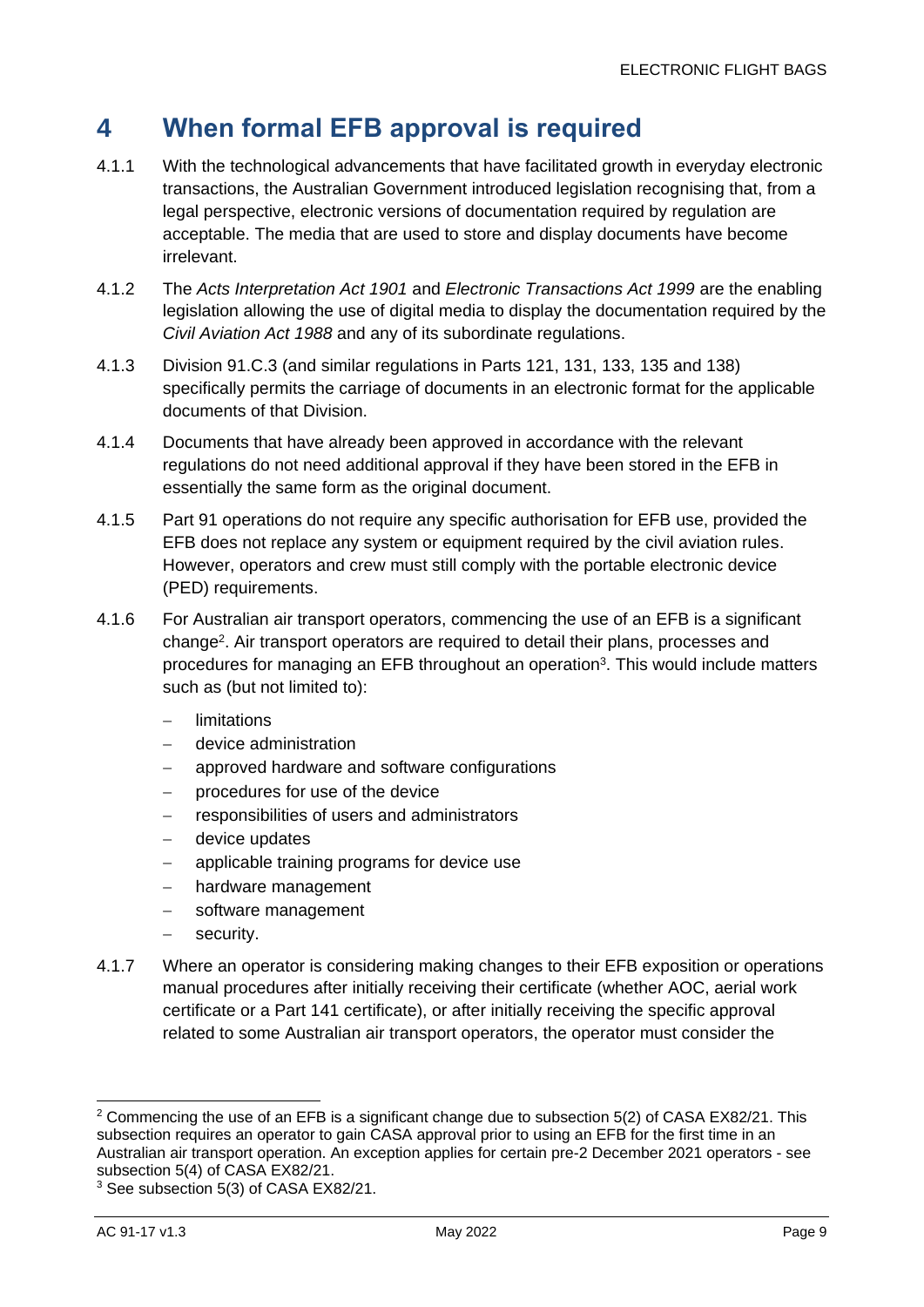# 4 When formal EFB approval is required

4.1.1 With the technological advancements that have facilitated growth in everyday electronic transactions, the Australian Government introduced legislation recognising that, from a legal perspective, electronic versions of documentation required by regulation are acceptable. The media that are used to store and display documents have become irrelevant.

4.1.2 The *Acts Interpretation Act 1901* and *Electronic Transactions Act 1999* are the enabling legislation allowing the use of digital media to display the documentation required by the *Civil Aviation Act 1988* and any of its subordinate regulations.

4.1.3 Division 91.C.3 (and similar regulations in Parts 121, 131, 133, 135 and 138) specifically permits the carriage of documents in an electronic format for the applicable documents of that Division.

4.1.4 Documents that have already been approved in accordance with the relevant regulations do not need additional approval if they have been stored in the EFB in essentially the same form as the original document.

4.1.5 Part 91 operations do not require any specific authorisation for EFB use, provided the EFB does not replace any system or equipment required by the civil aviation rules. However, operators and crew must still comply with the portable electronic device (PED) requirements.

4.1.6 For Australian air transport operators, commencing the use of an EFB is a significant change[2]. Air transport operators are required to detail their plans, processes and procedures for managing an EFB throughout an operation[3]. This would include matters such as (but not limited to):

- limitations
- device administration
- approved hardware and software configurations
- procedures for use of the device
- responsibilities of users and administrators
- device updates
- applicable training programs for device use
- hardware management
- software management
- security.

4.1.7 Where an operator is considering making changes to their EFB exposition or operations manual procedures after initially receiving their certificate (whether AOC, aerial work certificate or a Part 141 certificate), or after initially receiving the specific approval related to some Australian air transport operators, the operator must consider the

---

[2] Commencing the use of an EFB is a significant change due to subsection 5(2) of CASA EX82/21. This subsection requires an operator to gain CASA approval prior to using an EFB for the first time in an Australian air transport operation. An exception applies for certain pre-2 December 2021 operators - see subsection 5(4) of CASA EX82/21.

[3] See subsection 5(3) of CASA EX82/21.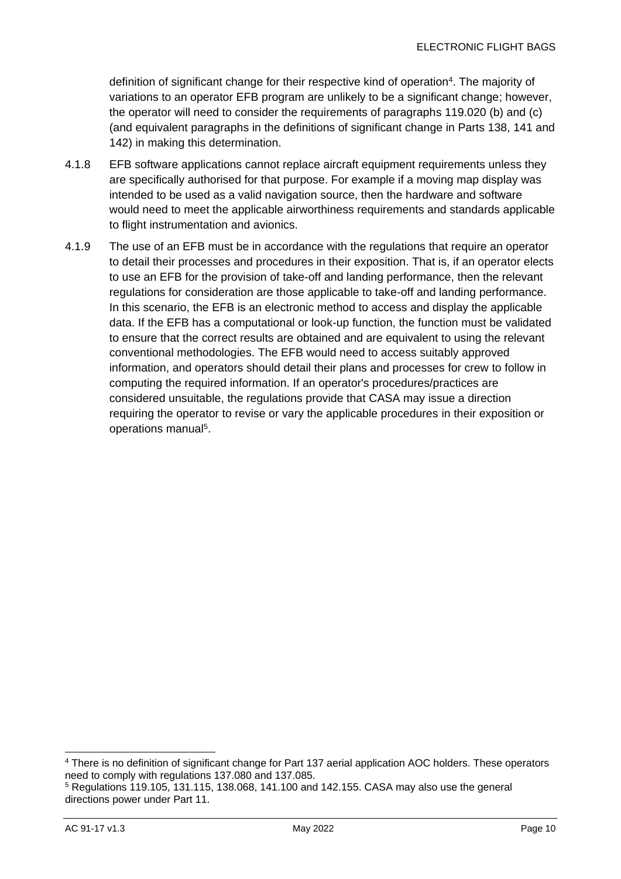definition of significant change for their respective kind of operation[4]. The majority of variations to an operator EFB program are unlikely to be a significant change; however, the operator will need to consider the requirements of paragraphs 119.020 (b) and (c) (and equivalent paragraphs in the definitions of significant change in Parts 138, 141 and 142) in making this determination.

4.1.8 EFB software applications cannot replace aircraft equipment requirements unless they are specifically authorised for that purpose. For example if a moving map display was intended to be used as a valid navigation source, then the hardware and software would need to meet the applicable airworthiness requirements and standards applicable to flight instrumentation and avionics.

4.1.9 The use of an EFB must be in accordance with the regulations that require an operator to detail their processes and procedures in their exposition. That is, if an operator elects to use an EFB for the provision of take-off and landing performance, then the relevant regulations for consideration are those applicable to take-off and landing performance. In this scenario, the EFB is an electronic method to access and display the applicable data. If the EFB has a computational or look-up function, the function must be validated to ensure that the correct results are obtained and are equivalent to using the relevant conventional methodologies. The EFB would need to access suitably approved information, and operators should detail their plans and processes for crew to follow in computing the required information. If an operator's procedures/practices are considered unsuitable, the regulations provide that CASA may issue a direction requiring the operator to revise or vary the applicable procedures in their exposition or operations manual[5].

[4] There is no definition of significant change for Part 137 aerial application AOC holders. These operators need to comply with regulations 137.080 and 137.085.

[5] Regulations 119.105, 131.115, 138.068, 141.100 and 142.155. CASA may also use the general directions power under Part 11.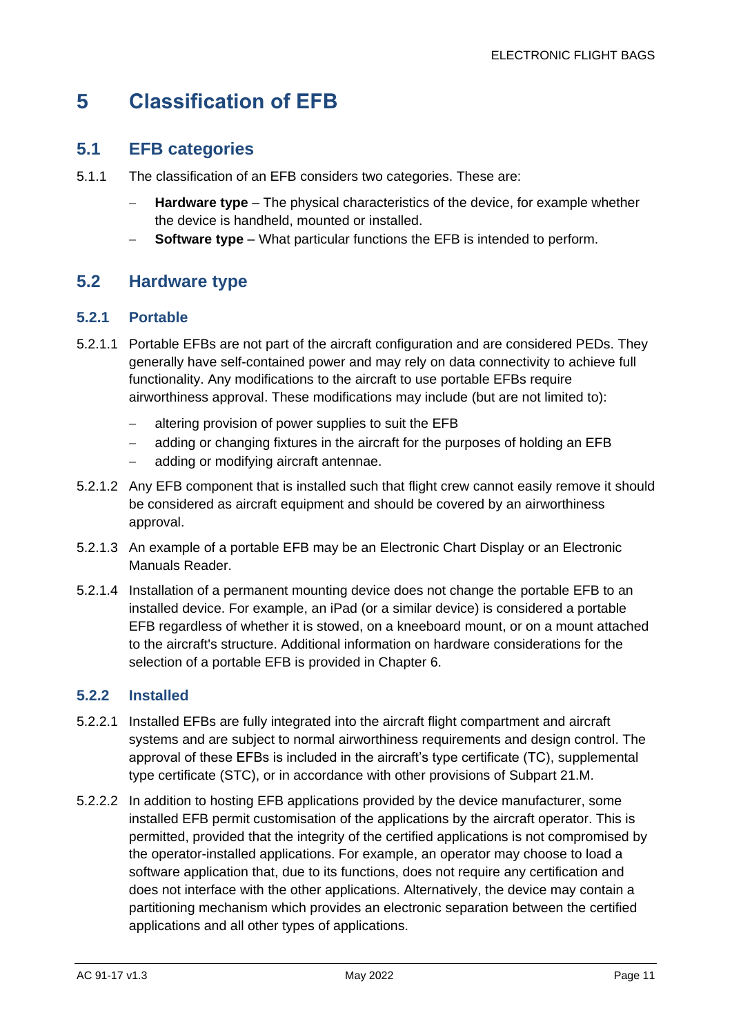# 5 Classification of EFB

## 5.1 EFB categories

5.1.1 The classification of an EFB considers two categories. These are:

- **Hardware type** – The physical characteristics of the device, for example whether the device is handheld, mounted or installed.
- **Software type** – What particular functions the EFB is intended to perform.

## 5.2 Hardware type

### 5.2.1 Portable

5.2.1.1 Portable EFBs are not part of the aircraft configuration and are considered PEDs. They generally have self-contained power and may rely on data connectivity to achieve full functionality. Any modifications to the aircraft to use portable EFBs require airworthiness approval. These modifications may include (but are not limited to):

- altering provision of power supplies to suit the EFB
- adding or changing fixtures in the aircraft for the purposes of holding an EFB
- adding or modifying aircraft antennae.

5.2.1.2 Any EFB component that is installed such that flight crew cannot easily remove it should be considered as aircraft equipment and should be covered by an airworthiness approval.

5.2.1.3 An example of a portable EFB may be an Electronic Chart Display or an Electronic Manuals Reader.

5.2.1.4 Installation of a permanent mounting device does not change the portable EFB to an installed device. For example, an iPad (or a similar device) is considered a portable EFB regardless of whether it is stowed, on a kneeboard mount, or on a mount attached to the aircraft's structure. Additional information on hardware considerations for the selection of a portable EFB is provided in Chapter 6.

### 5.2.2 Installed

5.2.2.1 Installed EFBs are fully integrated into the aircraft flight compartment and aircraft systems and are subject to normal airworthiness requirements and design control. The approval of these EFBs is included in the aircraft's type certificate (TC), supplemental type certificate (STC), or in accordance with other provisions of Subpart 21.M.

5.2.2.2 In addition to hosting EFB applications provided by the device manufacturer, some installed EFB permit customisation of the applications by the aircraft operator. This is permitted, provided that the integrity of the certified applications is not compromised by the operator-installed applications. For example, an operator may choose to load a software application that, due to its functions, does not require any certification and does not interface with the other applications. Alternatively, the device may contain a partitioning mechanism which provides an electronic separation between the certified applications and all other types of applications.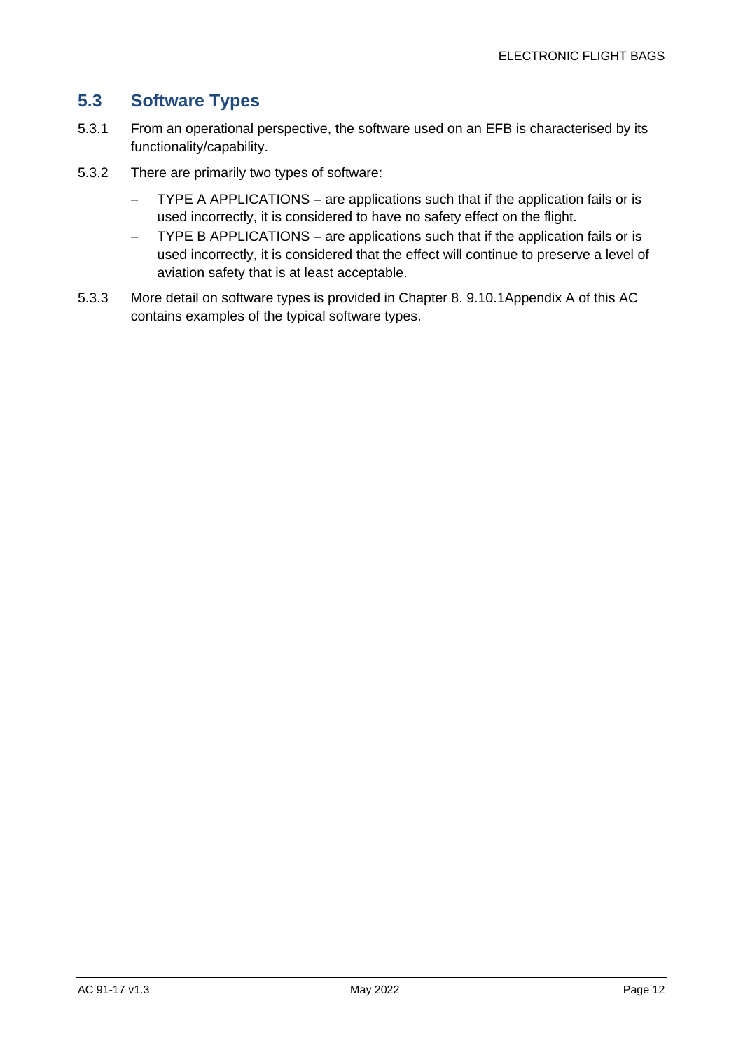## 5.3 Software Types

5.3.1 From an operational perspective, the software used on an EFB is characterised by its functionality/capability.

5.3.2 There are primarily two types of software:

- TYPE A APPLICATIONS – are applications such that if the application fails or is used incorrectly, it is considered to have no safety effect on the flight.
- TYPE B APPLICATIONS – are applications such that if the application fails or is used incorrectly, it is considered that the effect will continue to preserve a level of aviation safety that is at least acceptable.

5.3.3 More detail on software types is provided in Chapter 8. 9.10.1Appendix A of this AC contains examples of the typical software types.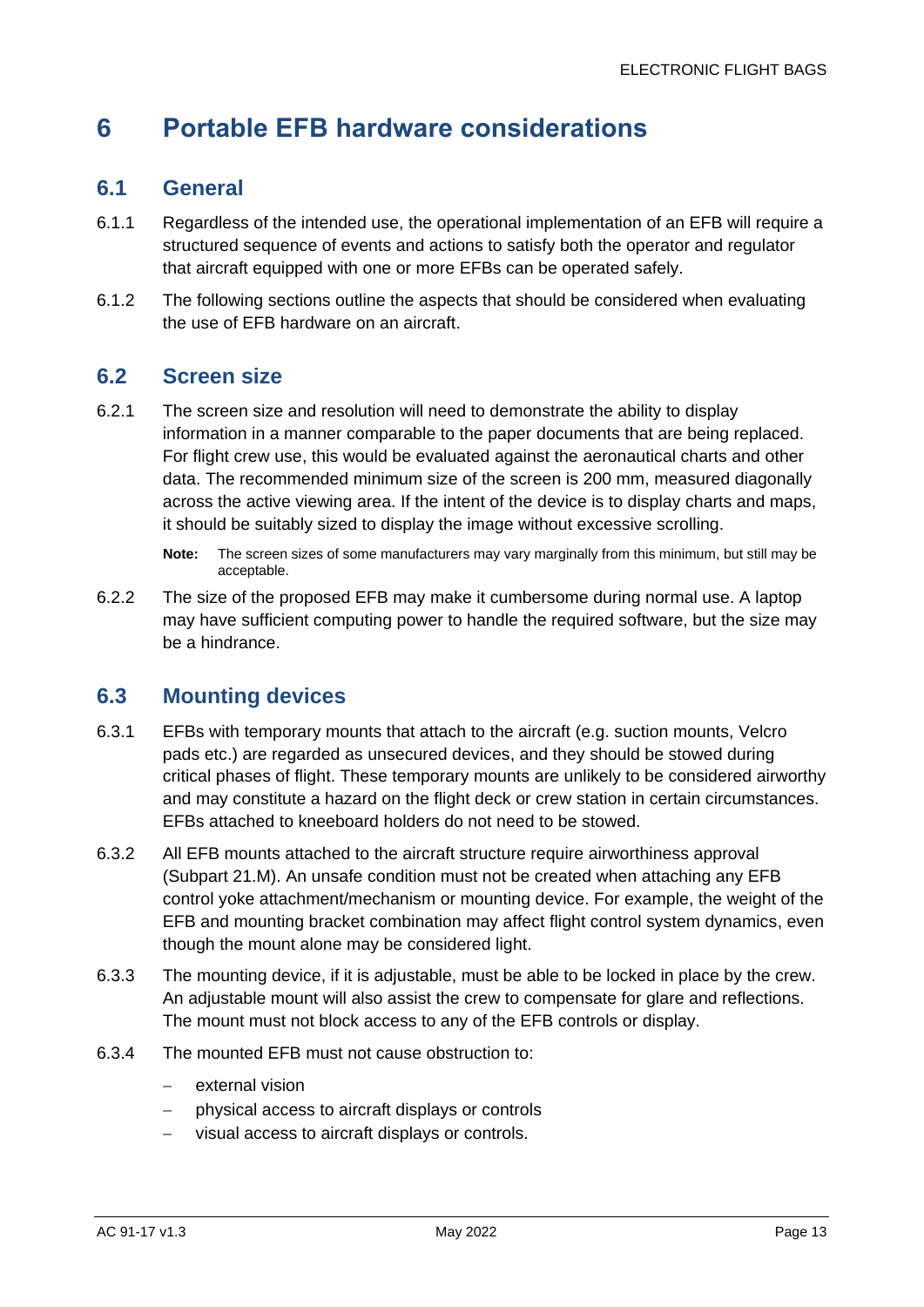# 6 Portable EFB hardware considerations

## 6.1 General

6.1.1 Regardless of the intended use, the operational implementation of an EFB will require a structured sequence of events and actions to satisfy both the operator and regulator that aircraft equipped with one or more EFBs can be operated safely.

6.1.2 The following sections outline the aspects that should be considered when evaluating the use of EFB hardware on an aircraft.

## 6.2 Screen size

6.2.1 The screen size and resolution will need to demonstrate the ability to display information in a manner comparable to the paper documents that are being replaced. For flight crew use, this would be evaluated against the aeronautical charts and other data. The recommended minimum size of the screen is 200 mm, measured diagonally across the active viewing area. If the intent of the device is to display charts and maps, it should be suitably sized to display the image without excessive scrolling.

**Note:** The screen sizes of some manufacturers may vary marginally from this minimum, but still may be acceptable.

6.2.2 The size of the proposed EFB may make it cumbersome during normal use. A laptop may have sufficient computing power to handle the required software, but the size may be a hindrance.

## 6.3 Mounting devices

6.3.1 EFBs with temporary mounts that attach to the aircraft (e.g. suction mounts, Velcro pads etc.) are regarded as unsecured devices, and they should be stowed during critical phases of flight. These temporary mounts are unlikely to be considered airworthy and may constitute a hazard on the flight deck or crew station in certain circumstances. EFBs attached to kneeboard holders do not need to be stowed.

6.3.2 All EFB mounts attached to the aircraft structure require airworthiness approval (Subpart 21.M). An unsafe condition must not be created when attaching any EFB control yoke attachment/mechanism or mounting device. For example, the weight of the EFB and mounting bracket combination may affect flight control system dynamics, even though the mount alone may be considered light.

6.3.3 The mounting device, if it is adjustable, must be able to be locked in place by the crew. An adjustable mount will also assist the crew to compensate for glare and reflections. The mount must not block access to any of the EFB controls or display.

6.3.4 The mounted EFB must not cause obstruction to:

- external vision
- physical access to aircraft displays or controls
- visual access to aircraft displays or controls.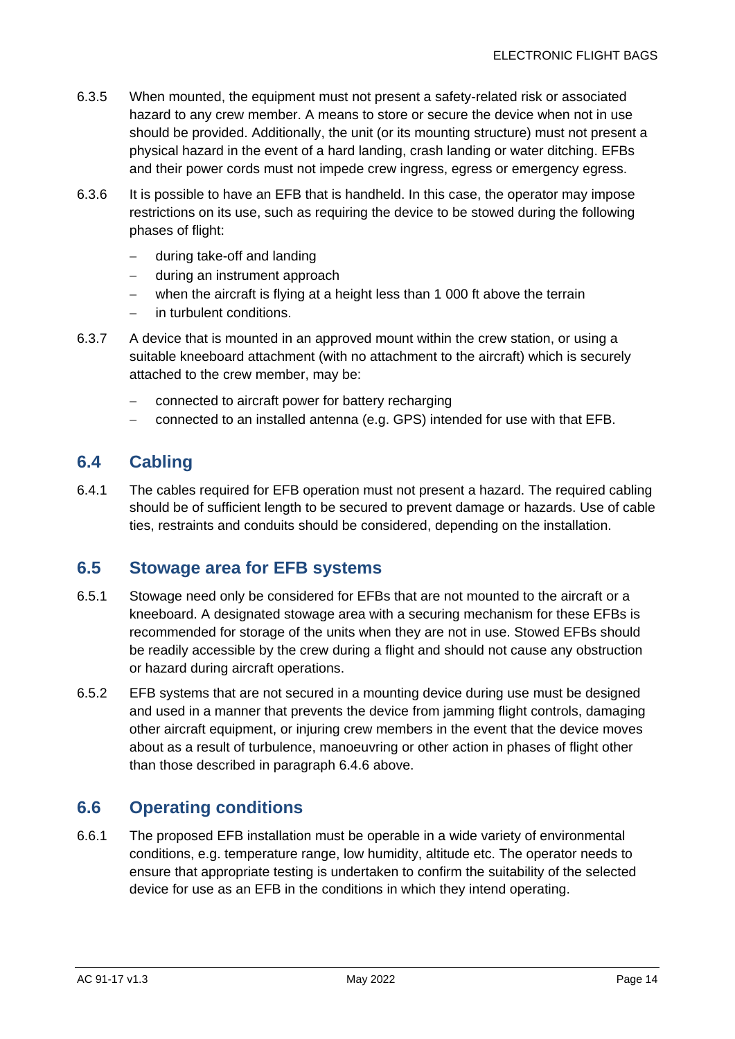6.3.5 When mounted, the equipment must not present a safety-related risk or associated hazard to any crew member. A means to store or secure the device when not in use should be provided. Additionally, the unit (or its mounting structure) must not present a physical hazard in the event of a hard landing, crash landing or water ditching. EFBs and their power cords must not impede crew ingress, egress or emergency egress.

6.3.6 It is possible to have an EFB that is handheld. In this case, the operator may impose restrictions on its use, such as requiring the device to be stowed during the following phases of flight:

- during take-off and landing
- during an instrument approach
- when the aircraft is flying at a height less than 1 000 ft above the terrain
- in turbulent conditions.

6.3.7 A device that is mounted in an approved mount within the crew station, or using a suitable kneeboard attachment (with no attachment to the aircraft) which is securely attached to the crew member, may be:

- connected to aircraft power for battery recharging
- connected to an installed antenna (e.g. GPS) intended for use with that EFB.

## 6.4 Cabling

6.4.1 The cables required for EFB operation must not present a hazard. The required cabling should be of sufficient length to be secured to prevent damage or hazards. Use of cable ties, restraints and conduits should be considered, depending on the installation.

## 6.5 Stowage area for EFB systems

6.5.1 Stowage need only be considered for EFBs that are not mounted to the aircraft or a kneeboard. A designated stowage area with a securing mechanism for these EFBs is recommended for storage of the units when they are not in use. Stowed EFBs should be readily accessible by the crew during a flight and should not cause any obstruction or hazard during aircraft operations.

6.5.2 EFB systems that are not secured in a mounting device during use must be designed and used in a manner that prevents the device from jamming flight controls, damaging other aircraft equipment, or injuring crew members in the event that the device moves about as a result of turbulence, manoeuvring or other action in phases of flight other than those described in paragraph 6.4.6 above.

## 6.6 Operating conditions

6.6.1 The proposed EFB installation must be operable in a wide variety of environmental conditions, e.g. temperature range, low humidity, altitude etc. The operator needs to ensure that appropriate testing is undertaken to confirm the suitability of the selected device for use as an EFB in the conditions in which they intend operating.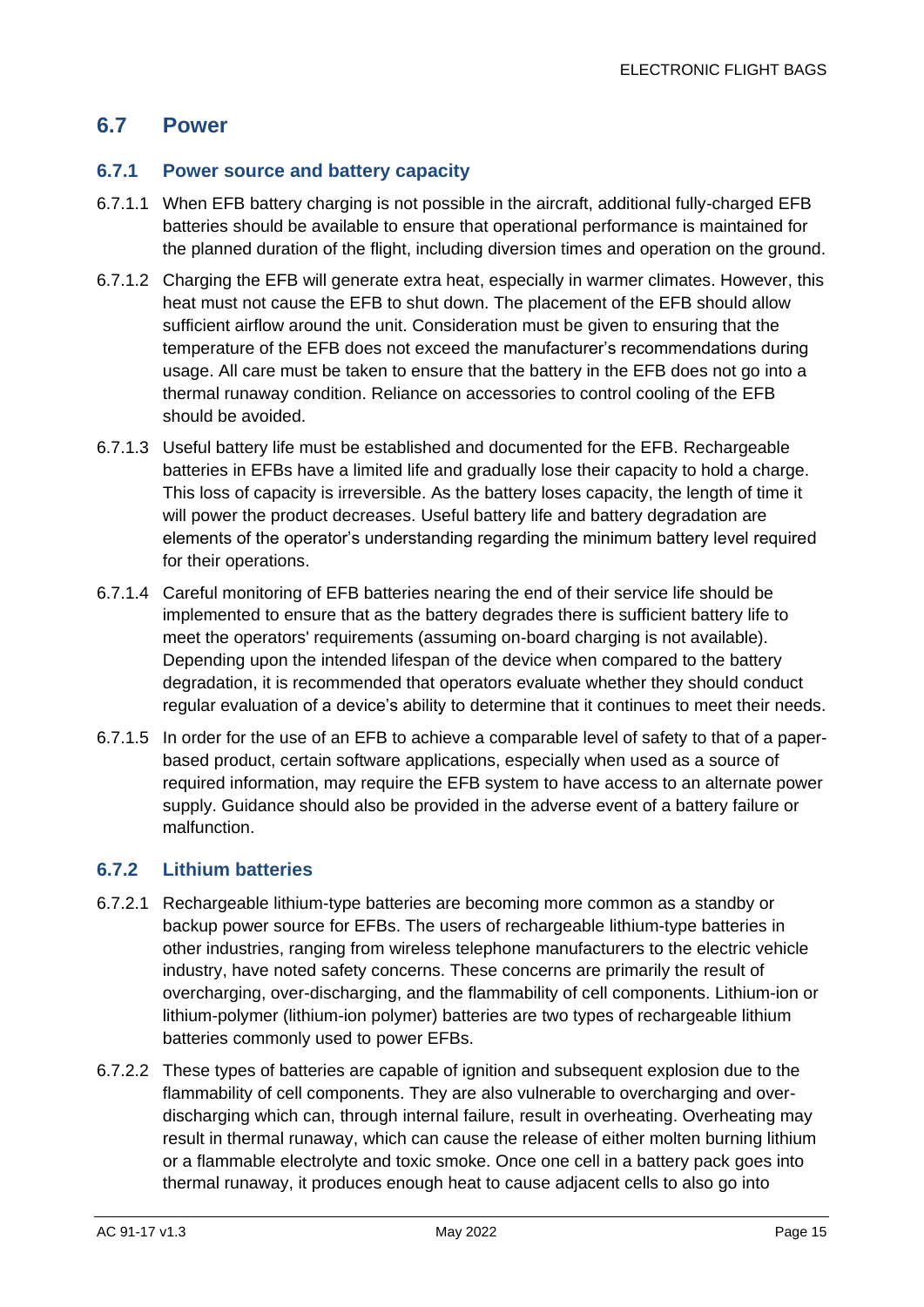## 6.7 Power

### 6.7.1 Power source and battery capacity

6.7.1.1 When EFB battery charging is not possible in the aircraft, additional fully-charged EFB batteries should be available to ensure that operational performance is maintained for the planned duration of the flight, including diversion times and operation on the ground.

6.7.1.2 Charging the EFB will generate extra heat, especially in warmer climates. However, this heat must not cause the EFB to shut down. The placement of the EFB should allow sufficient airflow around the unit. Consideration must be given to ensuring that the temperature of the EFB does not exceed the manufacturer's recommendations during usage. All care must be taken to ensure that the battery in the EFB does not go into a thermal runaway condition. Reliance on accessories to control cooling of the EFB should be avoided.

6.7.1.3 Useful battery life must be established and documented for the EFB. Rechargeable batteries in EFBs have a limited life and gradually lose their capacity to hold a charge. This loss of capacity is irreversible. As the battery loses capacity, the length of time it will power the product decreases. Useful battery life and battery degradation are elements of the operator's understanding regarding the minimum battery level required for their operations.

6.7.1.4 Careful monitoring of EFB batteries nearing the end of their service life should be implemented to ensure that as the battery degrades there is sufficient battery life to meet the operators' requirements (assuming on-board charging is not available). Depending upon the intended lifespan of the device when compared to the battery degradation, it is recommended that operators evaluate whether they should conduct regular evaluation of a device's ability to determine that it continues to meet their needs.

6.7.1.5 In order for the use of an EFB to achieve a comparable level of safety to that of a paper-based product, certain software applications, especially when used as a source of required information, may require the EFB system to have access to an alternate power supply. Guidance should also be provided in the adverse event of a battery failure or malfunction.

### 6.7.2 Lithium batteries

6.7.2.1 Rechargeable lithium-type batteries are becoming more common as a standby or backup power source for EFBs. The users of rechargeable lithium-type batteries in other industries, ranging from wireless telephone manufacturers to the electric vehicle industry, have noted safety concerns. These concerns are primarily the result of overcharging, over-discharging, and the flammability of cell components. Lithium-ion or lithium-polymer (lithium-ion polymer) batteries are two types of rechargeable lithium batteries commonly used to power EFBs.

6.7.2.2 These types of batteries are capable of ignition and subsequent explosion due to the flammability of cell components. They are also vulnerable to overcharging and over-discharging which can, through internal failure, result in overheating. Overheating may result in thermal runaway, which can cause the release of either molten burning lithium or a flammable electrolyte and toxic smoke. Once one cell in a battery pack goes into thermal runaway, it produces enough heat to cause adjacent cells to also go into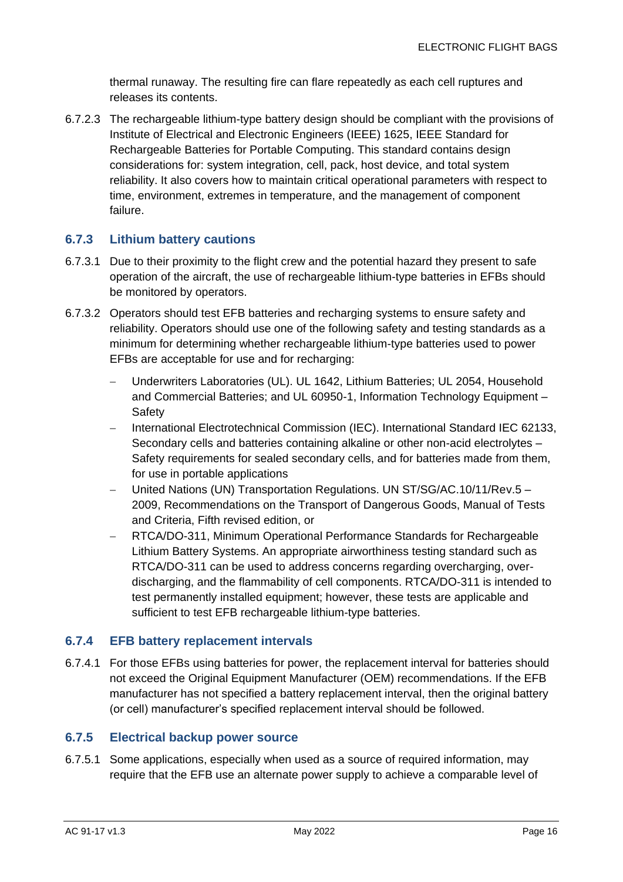thermal runaway. The resulting fire can flare repeatedly as each cell ruptures and releases its contents.

6.7.2.3 The rechargeable lithium-type battery design should be compliant with the provisions of Institute of Electrical and Electronic Engineers (IEEE) 1625, IEEE Standard for Rechargeable Batteries for Portable Computing. This standard contains design considerations for: system integration, cell, pack, host device, and total system reliability. It also covers how to maintain critical operational parameters with respect to time, environment, extremes in temperature, and the management of component failure.

### 6.7.3 Lithium battery cautions

6.7.3.1 Due to their proximity to the flight crew and the potential hazard they present to safe operation of the aircraft, the use of rechargeable lithium-type batteries in EFBs should be monitored by operators.

6.7.3.2 Operators should test EFB batteries and recharging systems to ensure safety and reliability. Operators should use one of the following safety and testing standards as a minimum for determining whether rechargeable lithium-type batteries used to power EFBs are acceptable for use and for recharging:

- Underwriters Laboratories (UL). UL 1642, Lithium Batteries; UL 2054, Household and Commercial Batteries; and UL 60950-1, Information Technology Equipment – Safety
- International Electrotechnical Commission (IEC). International Standard IEC 62133, Secondary cells and batteries containing alkaline or other non-acid electrolytes – Safety requirements for sealed secondary cells, and for batteries made from them, for use in portable applications
- United Nations (UN) Transportation Regulations. UN ST/SG/AC.10/11/Rev.5 – 2009, Recommendations on the Transport of Dangerous Goods, Manual of Tests and Criteria, Fifth revised edition, or
- RTCA/DO-311, Minimum Operational Performance Standards for Rechargeable Lithium Battery Systems. An appropriate airworthiness testing standard such as RTCA/DO-311 can be used to address concerns regarding overcharging, over-discharging, and the flammability of cell components. RTCA/DO-311 is intended to test permanently installed equipment; however, these tests are applicable and sufficient to test EFB rechargeable lithium-type batteries.

### 6.7.4 EFB battery replacement intervals

6.7.4.1 For those EFBs using batteries for power, the replacement interval for batteries should not exceed the Original Equipment Manufacturer (OEM) recommendations. If the EFB manufacturer has not specified a battery replacement interval, then the original battery (or cell) manufacturer's specified replacement interval should be followed.

### 6.7.5 Electrical backup power source

6.7.5.1 Some applications, especially when used as a source of required information, may require that the EFB use an alternate power supply to achieve a comparable level of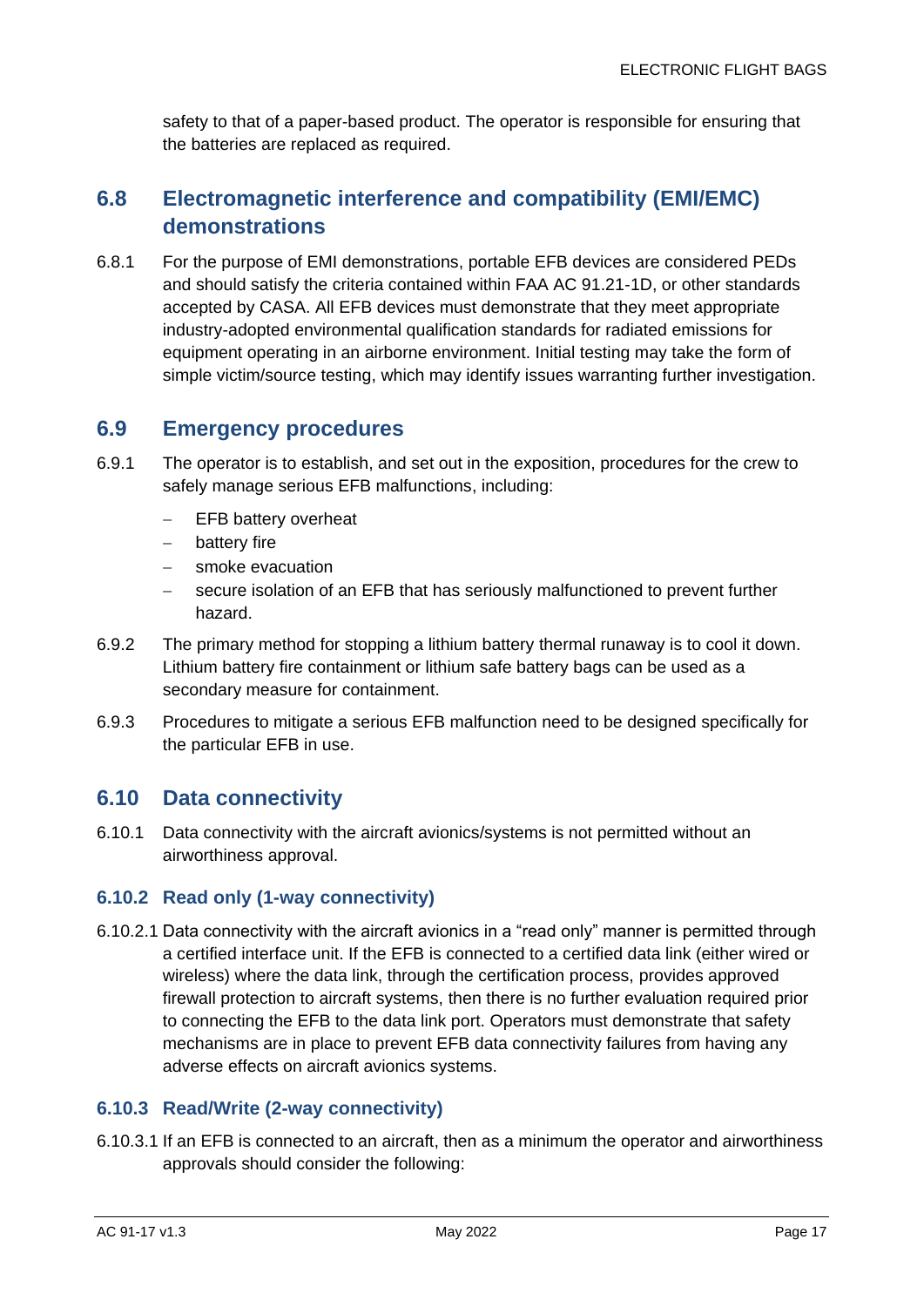safety to that of a paper-based product. The operator is responsible for ensuring that the batteries are replaced as required.

## 6.8 Electromagnetic interference and compatibility (EMI/EMC) demonstrations

6.8.1 For the purpose of EMI demonstrations, portable EFB devices are considered PEDs and should satisfy the criteria contained within FAA AC 91.21-1D, or other standards accepted by CASA. All EFB devices must demonstrate that they meet appropriate industry-adopted environmental qualification standards for radiated emissions for equipment operating in an airborne environment. Initial testing may take the form of simple victim/source testing, which may identify issues warranting further investigation.

## 6.9 Emergency procedures

6.9.1 The operator is to establish, and set out in the exposition, procedures for the crew to safely manage serious EFB malfunctions, including:

- EFB battery overheat
- battery fire
- smoke evacuation
- secure isolation of an EFB that has seriously malfunctioned to prevent further hazard.

6.9.2 The primary method for stopping a lithium battery thermal runaway is to cool it down. Lithium battery fire containment or lithium safe battery bags can be used as a secondary measure for containment.

6.9.3 Procedures to mitigate a serious EFB malfunction need to be designed specifically for the particular EFB in use.

## 6.10 Data connectivity

6.10.1 Data connectivity with the aircraft avionics/systems is not permitted without an airworthiness approval.

### 6.10.2 Read only (1-way connectivity)

6.10.2.1 Data connectivity with the aircraft avionics in a "read only" manner is permitted through a certified interface unit. If the EFB is connected to a certified data link (either wired or wireless) where the data link, through the certification process, provides approved firewall protection to aircraft systems, then there is no further evaluation required prior to connecting the EFB to the data link port. Operators must demonstrate that safety mechanisms are in place to prevent EFB data connectivity failures from having any adverse effects on aircraft avionics systems.

### 6.10.3 Read/Write (2-way connectivity)

6.10.3.1 If an EFB is connected to an aircraft, then as a minimum the operator and airworthiness approvals should consider the following: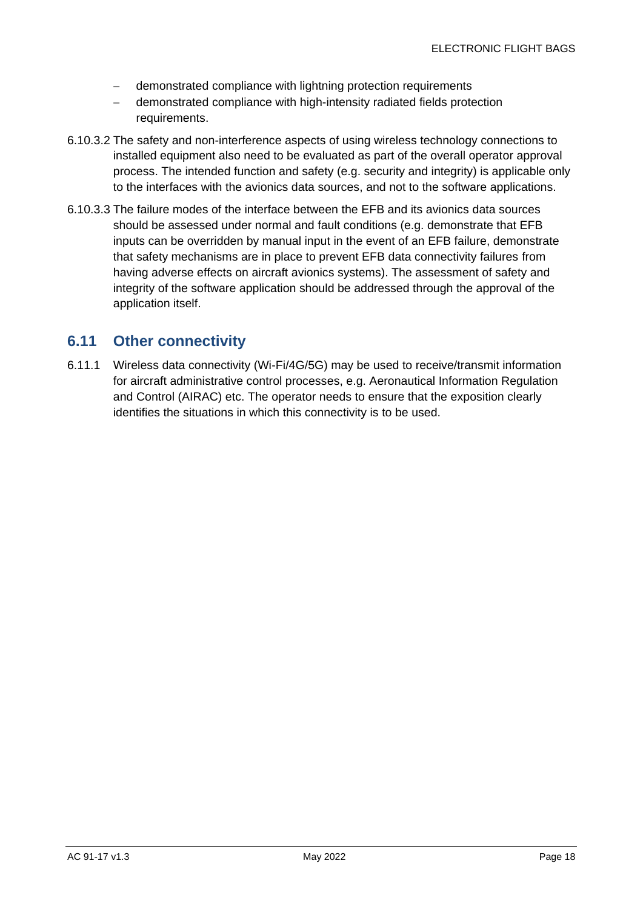- demonstrated compliance with lightning protection requirements
- demonstrated compliance with high-intensity radiated fields protection requirements.

6.10.3.2 The safety and non-interference aspects of using wireless technology connections to installed equipment also need to be evaluated as part of the overall operator approval process. The intended function and safety (e.g. security and integrity) is applicable only to the interfaces with the avionics data sources, and not to the software applications.

6.10.3.3 The failure modes of the interface between the EFB and its avionics data sources should be assessed under normal and fault conditions (e.g. demonstrate that EFB inputs can be overridden by manual input in the event of an EFB failure, demonstrate that safety mechanisms are in place to prevent EFB data connectivity failures from having adverse effects on aircraft avionics systems). The assessment of safety and integrity of the software application should be addressed through the approval of the application itself.

## 6.11 Other connectivity

6.11.1 Wireless data connectivity (Wi-Fi/4G/5G) may be used to receive/transmit information for aircraft administrative control processes, e.g. Aeronautical Information Regulation and Control (AIRAC) etc. The operator needs to ensure that the exposition clearly identifies the situations in which this connectivity is to be used.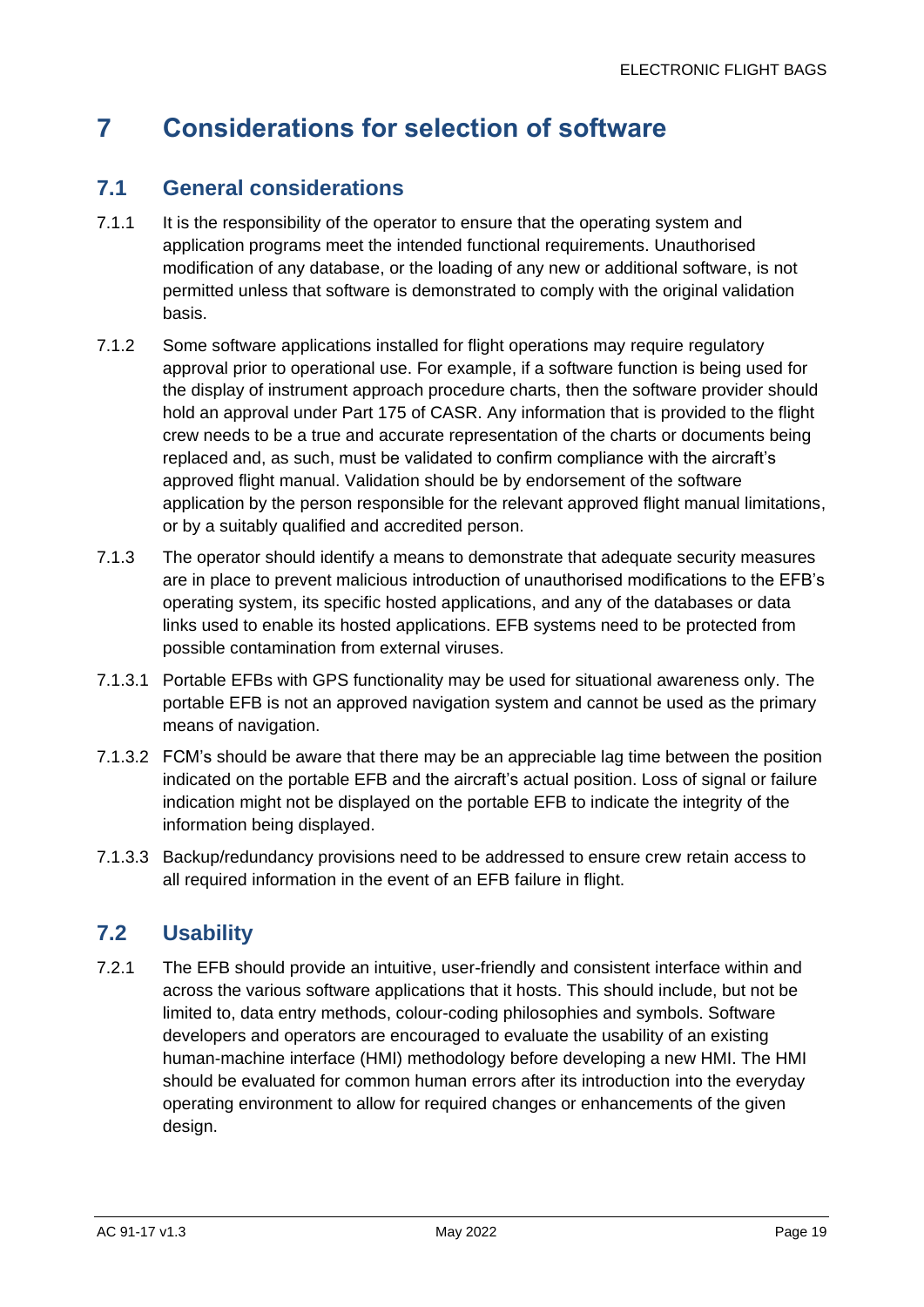# 7 Considerations for selection of software

## 7.1 General considerations

7.1.1 It is the responsibility of the operator to ensure that the operating system and application programs meet the intended functional requirements. Unauthorised modification of any database, or the loading of any new or additional software, is not permitted unless that software is demonstrated to comply with the original validation basis.

7.1.2 Some software applications installed for flight operations may require regulatory approval prior to operational use. For example, if a software function is being used for the display of instrument approach procedure charts, then the software provider should hold an approval under Part 175 of CASR. Any information that is provided to the flight crew needs to be a true and accurate representation of the charts or documents being replaced and, as such, must be validated to confirm compliance with the aircraft's approved flight manual. Validation should be by endorsement of the software application by the person responsible for the relevant approved flight manual limitations, or by a suitably qualified and accredited person.

7.1.3 The operator should identify a means to demonstrate that adequate security measures are in place to prevent malicious introduction of unauthorised modifications to the EFB's operating system, its specific hosted applications, and any of the databases or data links used to enable its hosted applications. EFB systems need to be protected from possible contamination from external viruses.

7.1.3.1 Portable EFBs with GPS functionality may be used for situational awareness only. The portable EFB is not an approved navigation system and cannot be used as the primary means of navigation.

7.1.3.2 FCM's should be aware that there may be an appreciable lag time between the position indicated on the portable EFB and the aircraft's actual position. Loss of signal or failure indication might not be displayed on the portable EFB to indicate the integrity of the information being displayed.

7.1.3.3 Backup/redundancy provisions need to be addressed to ensure crew retain access to all required information in the event of an EFB failure in flight.

## 7.2 Usability

7.2.1 The EFB should provide an intuitive, user-friendly and consistent interface within and across the various software applications that it hosts. This should include, but not be limited to, data entry methods, colour-coding philosophies and symbols. Software developers and operators are encouraged to evaluate the usability of an existing human-machine interface (HMI) methodology before developing a new HMI. The HMI should be evaluated for common human errors after its introduction into the everyday operating environment to allow for required changes or enhancements of the given design.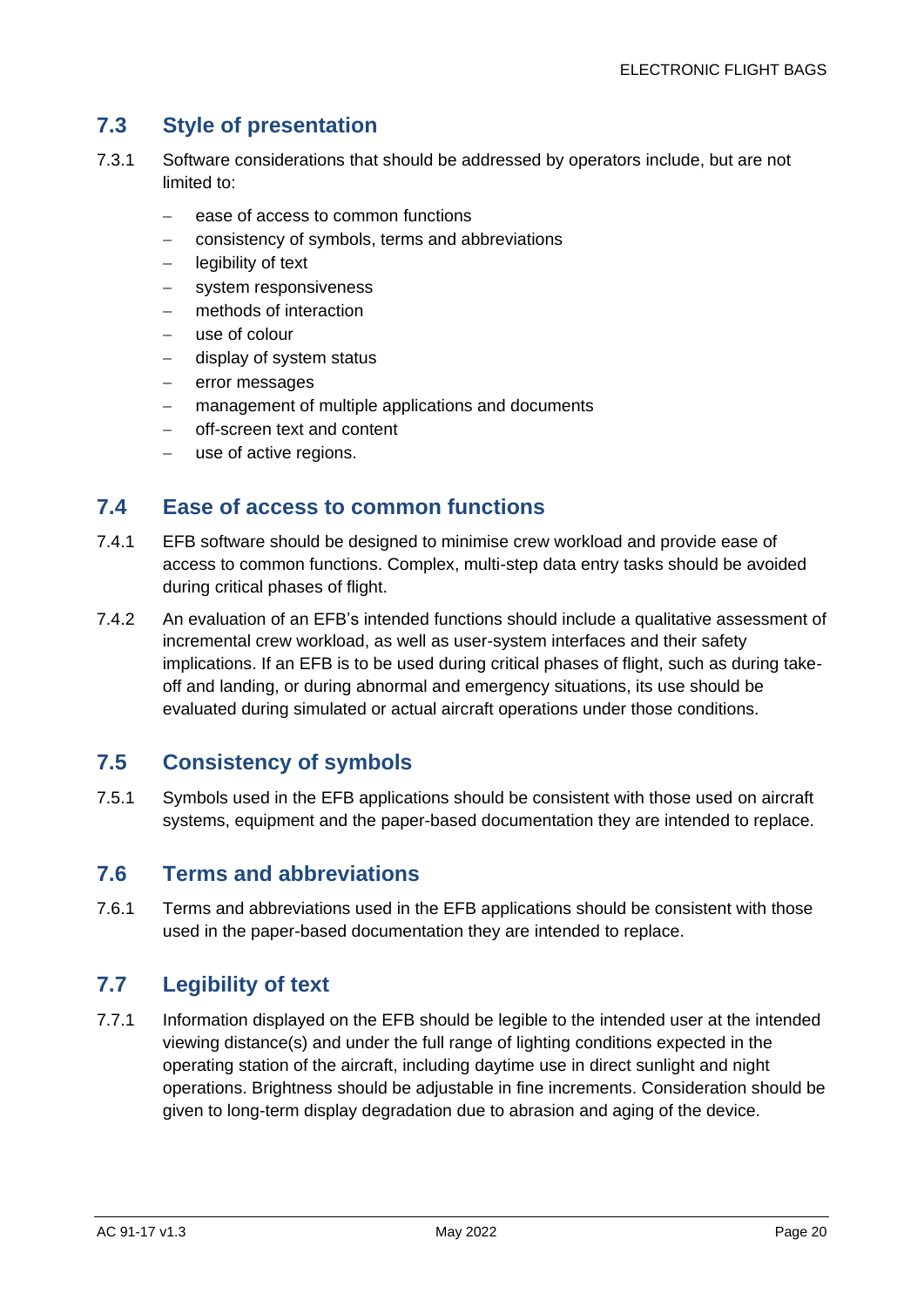## 7.3 Style of presentation

7.3.1 Software considerations that should be addressed by operators include, but are not limited to:

- ease of access to common functions
- consistency of symbols, terms and abbreviations
- legibility of text
- system responsiveness
- methods of interaction
- use of colour
- display of system status
- error messages
- management of multiple applications and documents
- off-screen text and content
- use of active regions.

## 7.4 Ease of access to common functions

7.4.1 EFB software should be designed to minimise crew workload and provide ease of access to common functions. Complex, multi-step data entry tasks should be avoided during critical phases of flight.

7.4.2 An evaluation of an EFB's intended functions should include a qualitative assessment of incremental crew workload, as well as user-system interfaces and their safety implications. If an EFB is to be used during critical phases of flight, such as during take-off and landing, or during abnormal and emergency situations, its use should be evaluated during simulated or actual aircraft operations under those conditions.

## 7.5 Consistency of symbols

7.5.1 Symbols used in the EFB applications should be consistent with those used on aircraft systems, equipment and the paper-based documentation they are intended to replace.

## 7.6 Terms and abbreviations

7.6.1 Terms and abbreviations used in the EFB applications should be consistent with those used in the paper-based documentation they are intended to replace.

## 7.7 Legibility of text

7.7.1 Information displayed on the EFB should be legible to the intended user at the intended viewing distance(s) and under the full range of lighting conditions expected in the operating station of the aircraft, including daytime use in direct sunlight and night operations. Brightness should be adjustable in fine increments. Consideration should be given to long-term display degradation due to abrasion and aging of the device.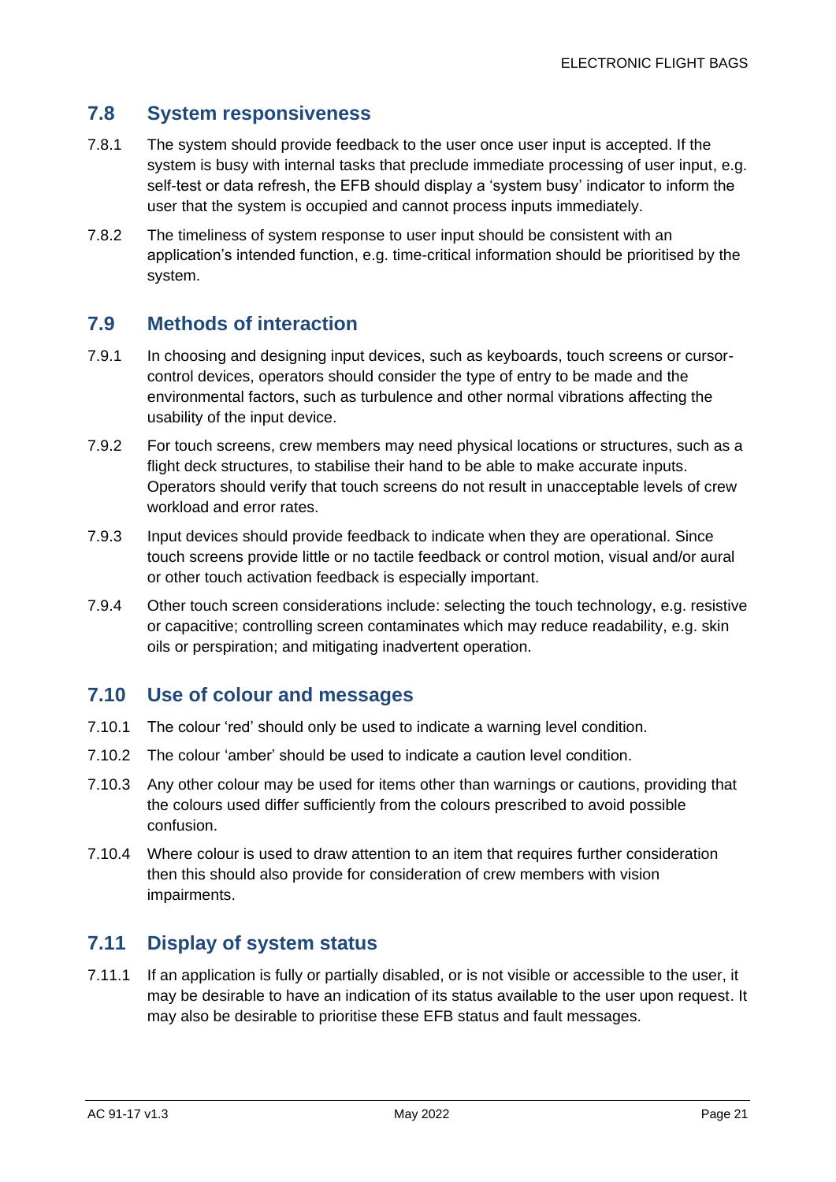## 7.8 System responsiveness

7.8.1 The system should provide feedback to the user once user input is accepted. If the system is busy with internal tasks that preclude immediate processing of user input, e.g. self-test or data refresh, the EFB should display a 'system busy' indicator to inform the user that the system is occupied and cannot process inputs immediately.

7.8.2 The timeliness of system response to user input should be consistent with an application's intended function, e.g. time-critical information should be prioritised by the system.

## 7.9 Methods of interaction

7.9.1 In choosing and designing input devices, such as keyboards, touch screens or cursor-control devices, operators should consider the type of entry to be made and the environmental factors, such as turbulence and other normal vibrations affecting the usability of the input device.

7.9.2 For touch screens, crew members may need physical locations or structures, such as a flight deck structures, to stabilise their hand to be able to make accurate inputs. Operators should verify that touch screens do not result in unacceptable levels of crew workload and error rates.

7.9.3 Input devices should provide feedback to indicate when they are operational. Since touch screens provide little or no tactile feedback or control motion, visual and/or aural or other touch activation feedback is especially important.

7.9.4 Other touch screen considerations include: selecting the touch technology, e.g. resistive or capacitive; controlling screen contaminates which may reduce readability, e.g. skin oils or perspiration; and mitigating inadvertent operation.

## 7.10 Use of colour and messages

7.10.1 The colour 'red' should only be used to indicate a warning level condition.

7.10.2 The colour 'amber' should be used to indicate a caution level condition.

7.10.3 Any other colour may be used for items other than warnings or cautions, providing that the colours used differ sufficiently from the colours prescribed to avoid possible confusion.

7.10.4 Where colour is used to draw attention to an item that requires further consideration then this should also provide for consideration of crew members with vision impairments.

## 7.11 Display of system status

7.11.1 If an application is fully or partially disabled, or is not visible or accessible to the user, it may be desirable to have an indication of its status available to the user upon request. It may also be desirable to prioritise these EFB status and fault messages.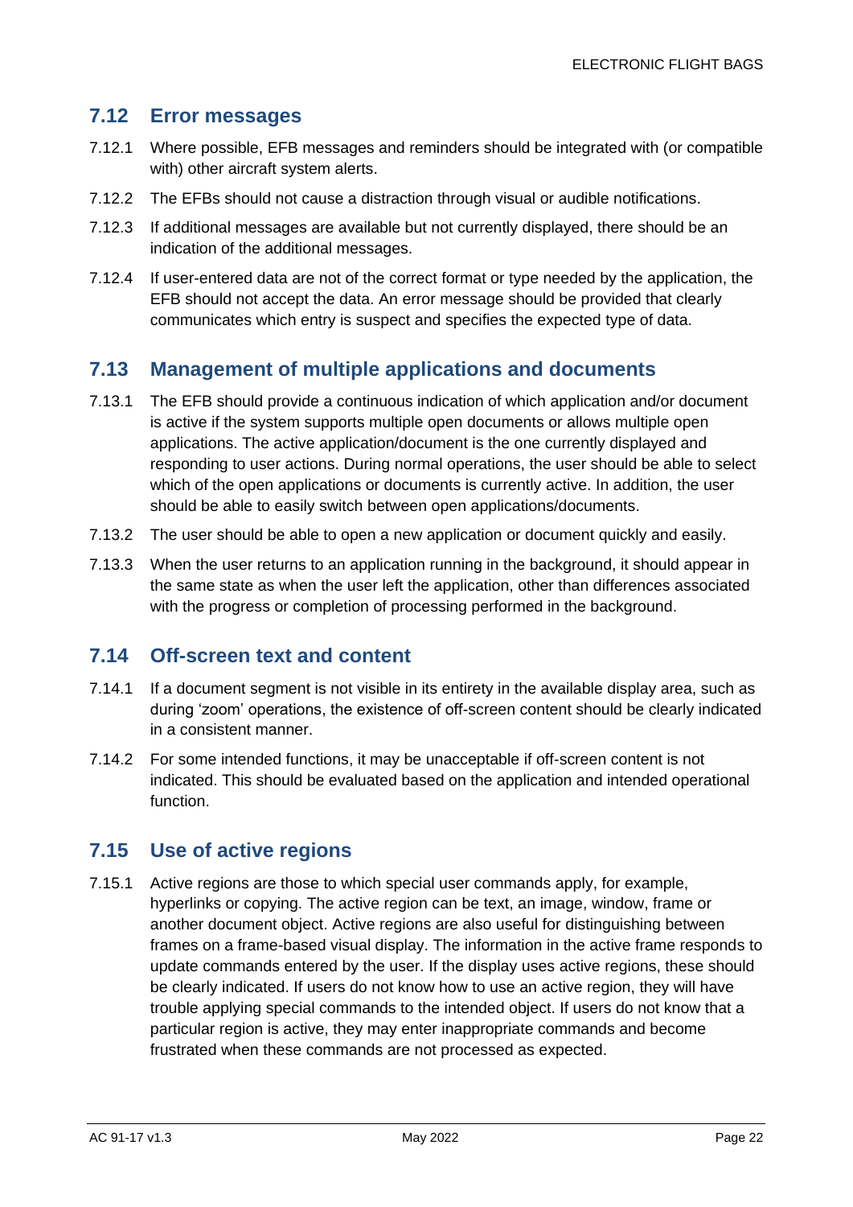## 7.12 Error messages

7.12.1 Where possible, EFB messages and reminders should be integrated with (or compatible with) other aircraft system alerts.

7.12.2 The EFBs should not cause a distraction through visual or audible notifications.

7.12.3 If additional messages are available but not currently displayed, there should be an indication of the additional messages.

7.12.4 If user-entered data are not of the correct format or type needed by the application, the EFB should not accept the data. An error message should be provided that clearly communicates which entry is suspect and specifies the expected type of data.

## 7.13 Management of multiple applications and documents

7.13.1 The EFB should provide a continuous indication of which application and/or document is active if the system supports multiple open documents or allows multiple open applications. The active application/document is the one currently displayed and responding to user actions. During normal operations, the user should be able to select which of the open applications or documents is currently active. In addition, the user should be able to easily switch between open applications/documents.

7.13.2 The user should be able to open a new application or document quickly and easily.

7.13.3 When the user returns to an application running in the background, it should appear in the same state as when the user left the application, other than differences associated with the progress or completion of processing performed in the background.

## 7.14 Off-screen text and content

7.14.1 If a document segment is not visible in its entirety in the available display area, such as during 'zoom' operations, the existence of off-screen content should be clearly indicated in a consistent manner.

7.14.2 For some intended functions, it may be unacceptable if off-screen content is not indicated. This should be evaluated based on the application and intended operational function.

## 7.15 Use of active regions

7.15.1 Active regions are those to which special user commands apply, for example, hyperlinks or copying. The active region can be text, an image, window, frame or another document object. Active regions are also useful for distinguishing between frames on a frame-based visual display. The information in the active frame responds to update commands entered by the user. If the display uses active regions, these should be clearly indicated. If users do not know how to use an active region, they will have trouble applying special commands to the intended object. If users do not know that a particular region is active, they may enter inappropriate commands and become frustrated when these commands are not processed as expected.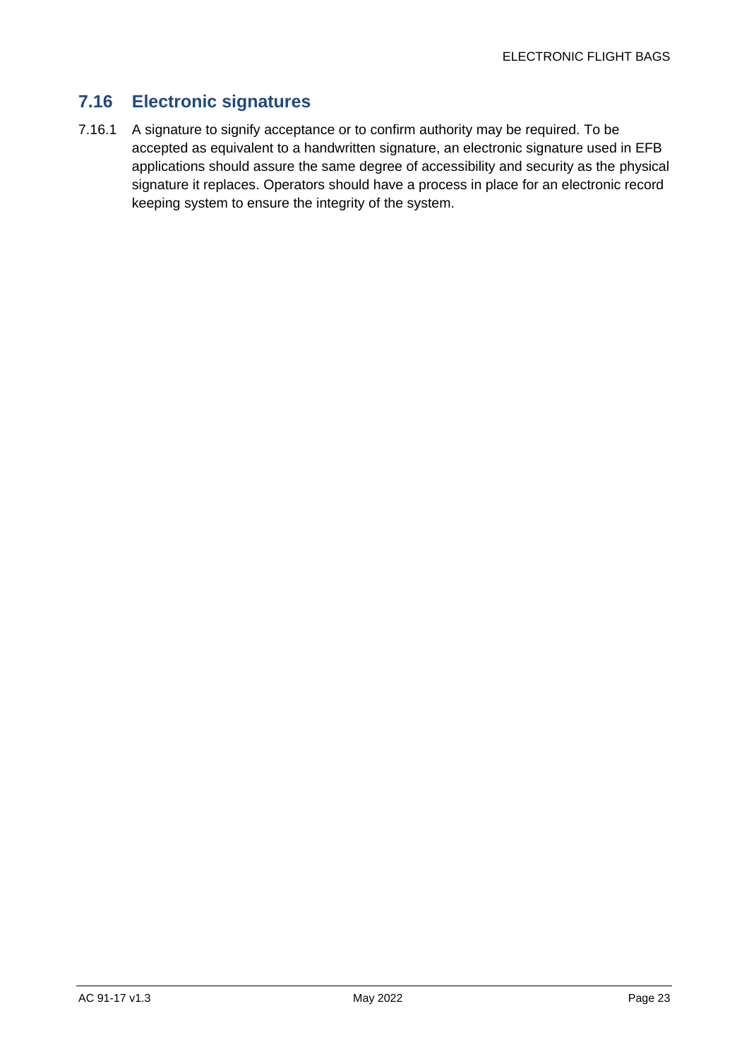## 7.16 Electronic signatures

7.16.1 A signature to signify acceptance or to confirm authority may be required. To be accepted as equivalent to a handwritten signature, an electronic signature used in EFB applications should assure the same degree of accessibility and security as the physical signature it replaces. Operators should have a process in place for an electronic record keeping system to ensure the integrity of the system.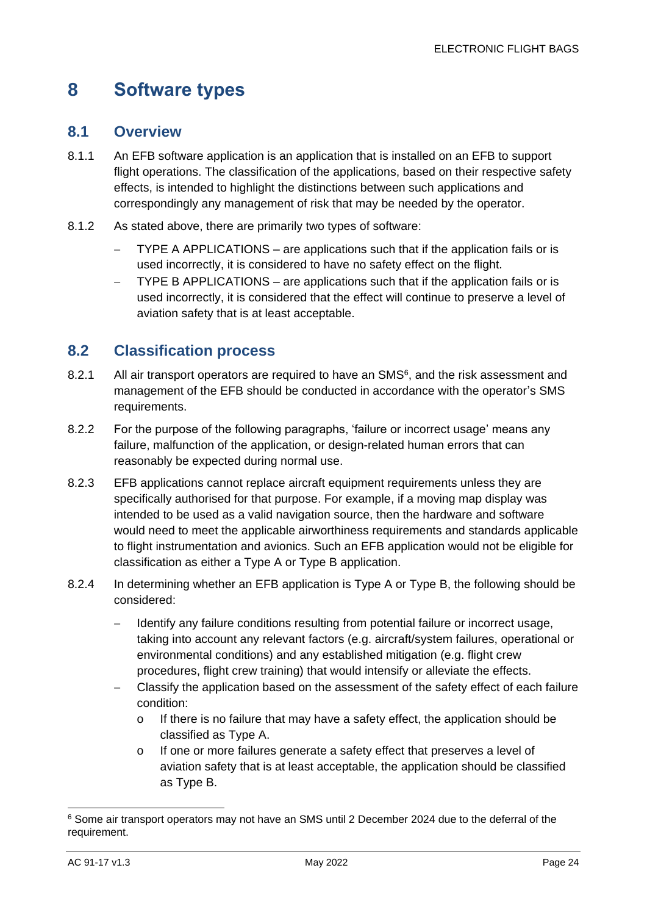# 8 Software types

## 8.1 Overview

8.1.1 An EFB software application is an application that is installed on an EFB to support flight operations. The classification of the applications, based on their respective safety effects, is intended to highlight the distinctions between such applications and correspondingly any management of risk that may be needed by the operator.

8.1.2 As stated above, there are primarily two types of software:

- TYPE A APPLICATIONS – are applications such that if the application fails or is used incorrectly, it is considered to have no safety effect on the flight.
- TYPE B APPLICATIONS – are applications such that if the application fails or is used incorrectly, it is considered that the effect will continue to preserve a level of aviation safety that is at least acceptable.

## 8.2 Classification process

8.2.1 All air transport operators are required to have an SMS[6], and the risk assessment and management of the EFB should be conducted in accordance with the operator's SMS requirements.

8.2.2 For the purpose of the following paragraphs, 'failure or incorrect usage' means any failure, malfunction of the application, or design-related human errors that can reasonably be expected during normal use.

8.2.3 EFB applications cannot replace aircraft equipment requirements unless they are specifically authorised for that purpose. For example, if a moving map display was intended to be used as a valid navigation source, then the hardware and software would need to meet the applicable airworthiness requirements and standards applicable to flight instrumentation and avionics. Such an EFB application would not be eligible for classification as either a Type A or Type B application.

8.2.4 In determining whether an EFB application is Type A or Type B, the following should be considered:

- Identify any failure conditions resulting from potential failure or incorrect usage, taking into account any relevant factors (e.g. aircraft/system failures, operational or environmental conditions) and any established mitigation (e.g. flight crew procedures, flight crew training) that would intensify or alleviate the effects.
- Classify the application based on the assessment of the safety effect of each failure condition:
  - If there is no failure that may have a safety effect, the application should be classified as Type A.
  - If one or more failures generate a safety effect that preserves a level of aviation safety that is at least acceptable, the application should be classified as Type B.

---

[6] Some air transport operators may not have an SMS until 2 December 2024 due to the deferral of the requirement.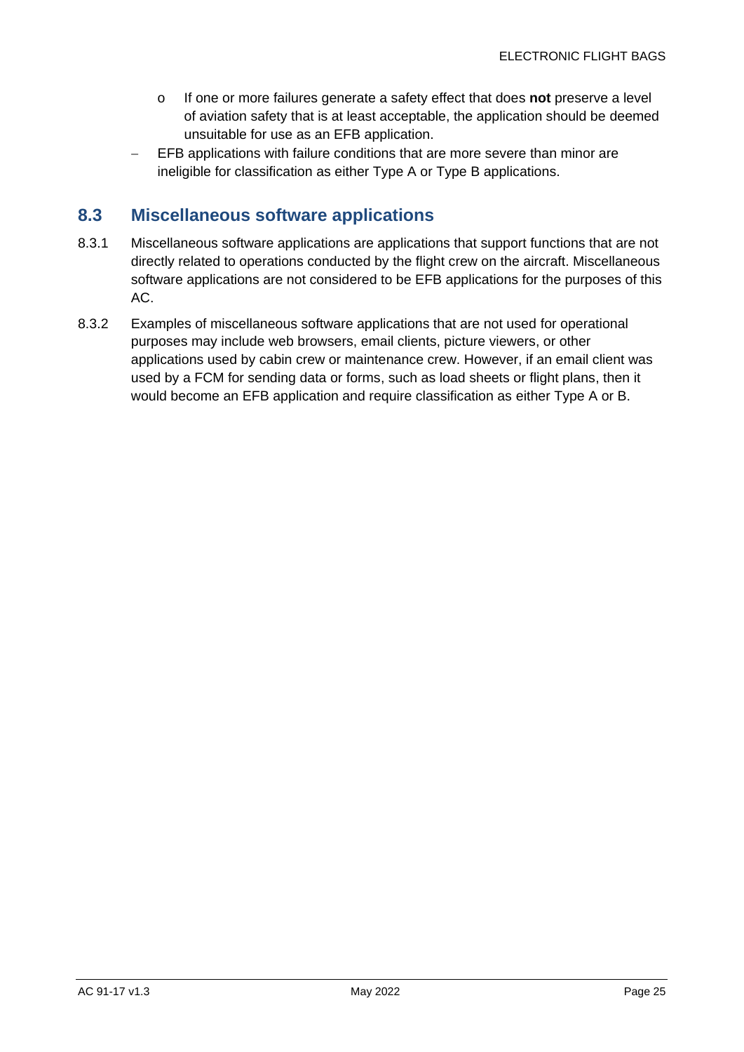- If one or more failures generate a safety effect that does **not** preserve a level of aviation safety that is at least acceptable, the application should be deemed unsuitable for use as an EFB application.
- EFB applications with failure conditions that are more severe than minor are ineligible for classification as either Type A or Type B applications.

## 8.3 Miscellaneous software applications

8.3.1 Miscellaneous software applications are applications that support functions that are not directly related to operations conducted by the flight crew on the aircraft. Miscellaneous software applications are not considered to be EFB applications for the purposes of this AC.

8.3.2 Examples of miscellaneous software applications that are not used for operational purposes may include web browsers, email clients, picture viewers, or other applications used by cabin crew or maintenance crew. However, if an email client was used by a FCM for sending data or forms, such as load sheets or flight plans, then it would become an EFB application and require classification as either Type A or B.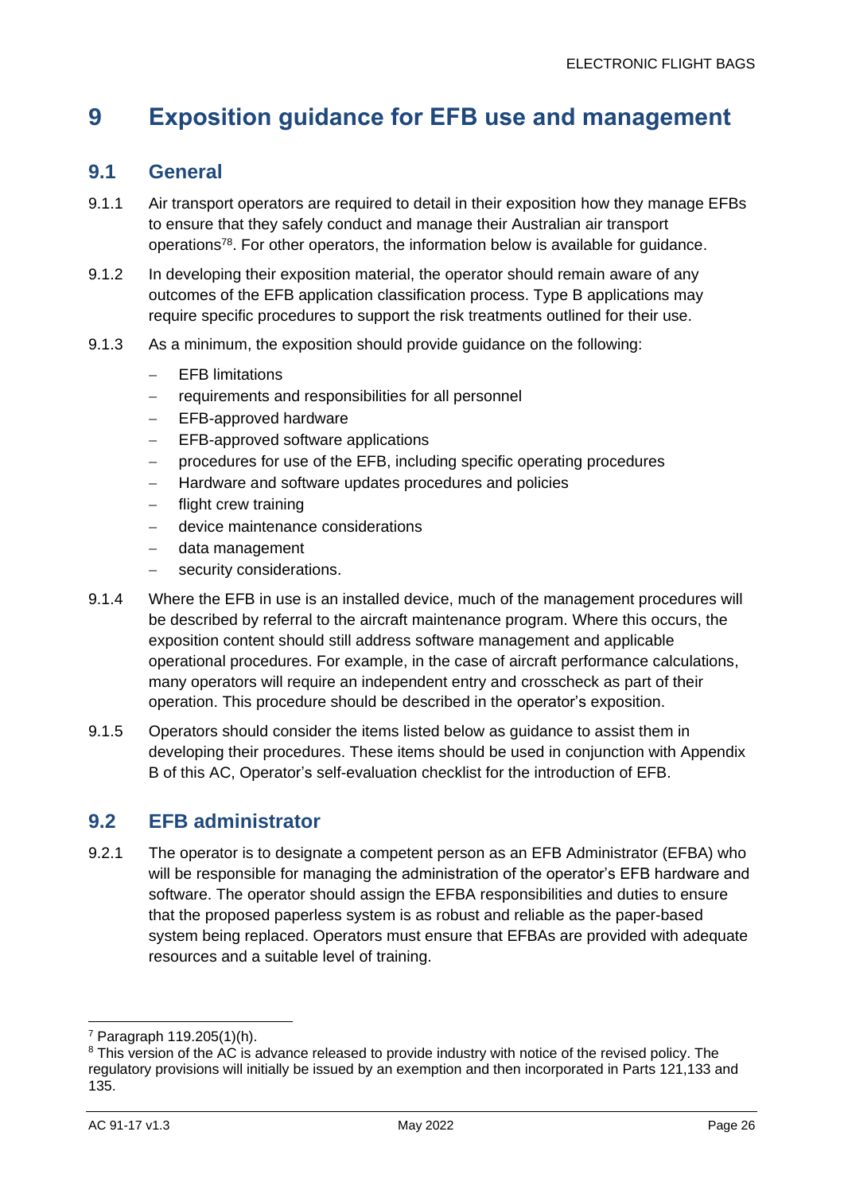# 9 Exposition guidance for EFB use and management

## 9.1 General

9.1.1 Air transport operators are required to detail in their exposition how they manage EFBs to ensure that they safely conduct and manage their Australian air transport operations[7][8]. For other operators, the information below is available for guidance.

9.1.2 In developing their exposition material, the operator should remain aware of any outcomes of the EFB application classification process. Type B applications may require specific procedures to support the risk treatments outlined for their use.

9.1.3 As a minimum, the exposition should provide guidance on the following:

- EFB limitations
- requirements and responsibilities for all personnel
- EFB-approved hardware
- EFB-approved software applications
- procedures for use of the EFB, including specific operating procedures
- Hardware and software updates procedures and policies
- flight crew training
- device maintenance considerations
- data management
- security considerations.

9.1.4 Where the EFB in use is an installed device, much of the management procedures will be described by referral to the aircraft maintenance program. Where this occurs, the exposition content should still address software management and applicable operational procedures. For example, in the case of aircraft performance calculations, many operators will require an independent entry and crosscheck as part of their operation. This procedure should be described in the operator's exposition.

9.1.5 Operators should consider the items listed below as guidance to assist them in developing their procedures. These items should be used in conjunction with Appendix B of this AC, Operator's self-evaluation checklist for the introduction of EFB.

## 9.2 EFB administrator

9.2.1 The operator is to designate a competent person as an EFB Administrator (EFBA) who will be responsible for managing the administration of the operator's EFB hardware and software. The operator should assign the EFBA responsibilities and duties to ensure that the proposed paperless system is as robust and reliable as the paper-based system being replaced. Operators must ensure that EFBAs are provided with adequate resources and a suitable level of training.

---

[7] Paragraph 119.205(1)(h).

[8] This version of the AC is advance released to provide industry with notice of the revised policy. The regulatory provisions will initially be issued by an exemption and then incorporated in Parts 121,133 and 135.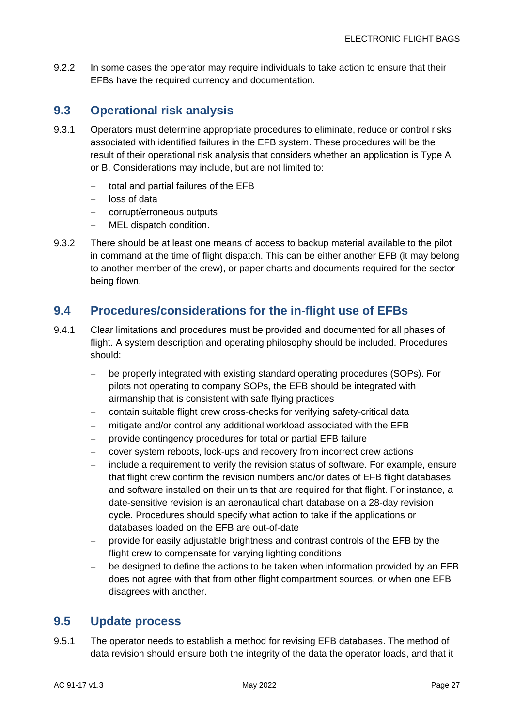9.2.2 In some cases the operator may require individuals to take action to ensure that their EFBs have the required currency and documentation.

## 9.3 Operational risk analysis

9.3.1 Operators must determine appropriate procedures to eliminate, reduce or control risks associated with identified failures in the EFB system. These procedures will be the result of their operational risk analysis that considers whether an application is Type A or B. Considerations may include, but are not limited to:

- total and partial failures of the EFB
- loss of data
- corrupt/erroneous outputs
- MEL dispatch condition.

9.3.2 There should be at least one means of access to backup material available to the pilot in command at the time of flight dispatch. This can be either another EFB (it may belong to another member of the crew), or paper charts and documents required for the sector being flown.

## 9.4 Procedures/considerations for the in-flight use of EFBs

9.4.1 Clear limitations and procedures must be provided and documented for all phases of flight. A system description and operating philosophy should be included. Procedures should:

- be properly integrated with existing standard operating procedures (SOPs). For pilots not operating to company SOPs, the EFB should be integrated with airmanship that is consistent with safe flying practices
- contain suitable flight crew cross-checks for verifying safety-critical data
- mitigate and/or control any additional workload associated with the EFB
- provide contingency procedures for total or partial EFB failure
- cover system reboots, lock-ups and recovery from incorrect crew actions
- include a requirement to verify the revision status of software. For example, ensure that flight crew confirm the revision numbers and/or dates of EFB flight databases and software installed on their units that are required for that flight. For instance, a date-sensitive revision is an aeronautical chart database on a 28-day revision cycle. Procedures should specify what action to take if the applications or databases loaded on the EFB are out-of-date
- provide for easily adjustable brightness and contrast controls of the EFB by the flight crew to compensate for varying lighting conditions
- be designed to define the actions to be taken when information provided by an EFB does not agree with that from other flight compartment sources, or when one EFB disagrees with another.

## 9.5 Update process

9.5.1 The operator needs to establish a method for revising EFB databases. The method of data revision should ensure both the integrity of the data the operator loads, and that it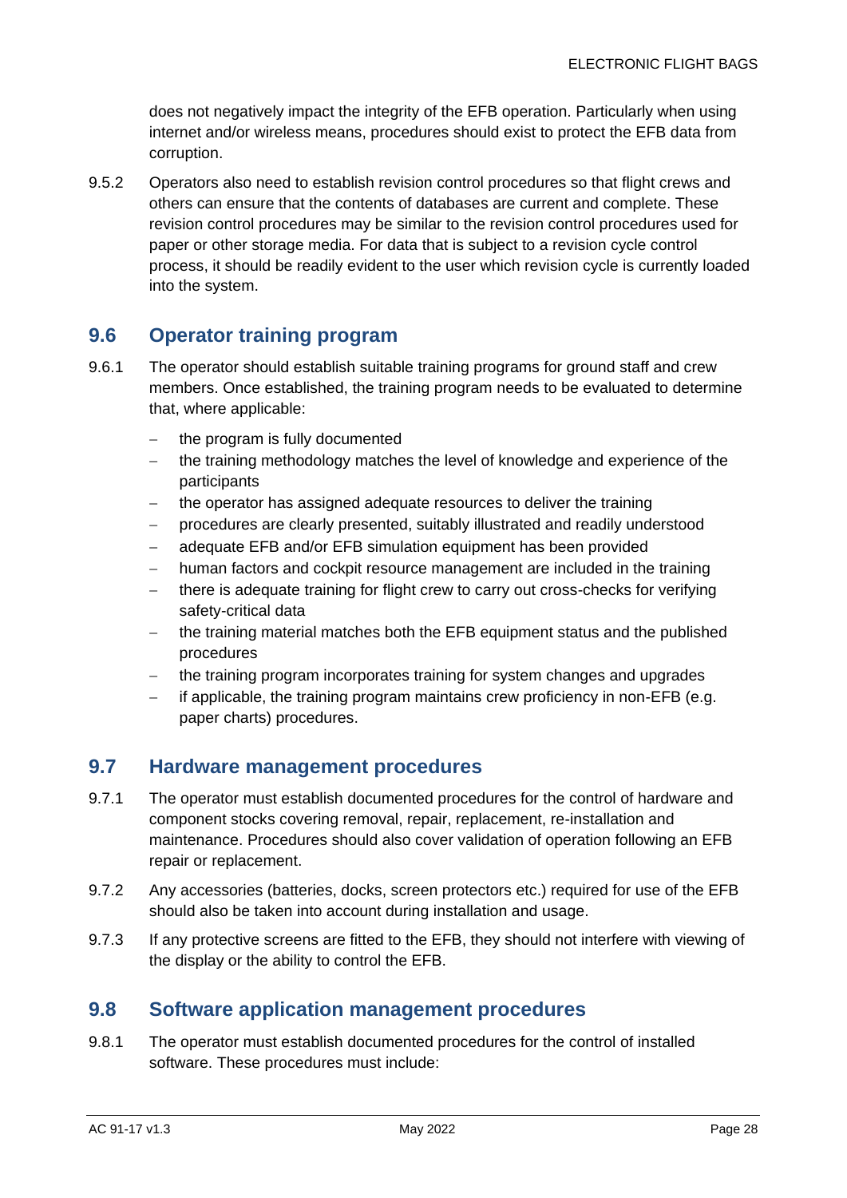does not negatively impact the integrity of the EFB operation. Particularly when using internet and/or wireless means, procedures should exist to protect the EFB data from corruption.

9.5.2 Operators also need to establish revision control procedures so that flight crews and others can ensure that the contents of databases are current and complete. These revision control procedures may be similar to the revision control procedures used for paper or other storage media. For data that is subject to a revision cycle control process, it should be readily evident to the user which revision cycle is currently loaded into the system.

## 9.6 Operator training program

9.6.1 The operator should establish suitable training programs for ground staff and crew members. Once established, the training program needs to be evaluated to determine that, where applicable:

- the program is fully documented
- the training methodology matches the level of knowledge and experience of the participants
- the operator has assigned adequate resources to deliver the training
- procedures are clearly presented, suitably illustrated and readily understood
- adequate EFB and/or EFB simulation equipment has been provided
- human factors and cockpit resource management are included in the training
- there is adequate training for flight crew to carry out cross-checks for verifying safety-critical data
- the training material matches both the EFB equipment status and the published procedures
- the training program incorporates training for system changes and upgrades
- if applicable, the training program maintains crew proficiency in non-EFB (e.g. paper charts) procedures.

## 9.7 Hardware management procedures

9.7.1 The operator must establish documented procedures for the control of hardware and component stocks covering removal, repair, replacement, re-installation and maintenance. Procedures should also cover validation of operation following an EFB repair or replacement.

9.7.2 Any accessories (batteries, docks, screen protectors etc.) required for use of the EFB should also be taken into account during installation and usage.

9.7.3 If any protective screens are fitted to the EFB, they should not interfere with viewing of the display or the ability to control the EFB.

## 9.8 Software application management procedures

9.8.1 The operator must establish documented procedures for the control of installed software. These procedures must include: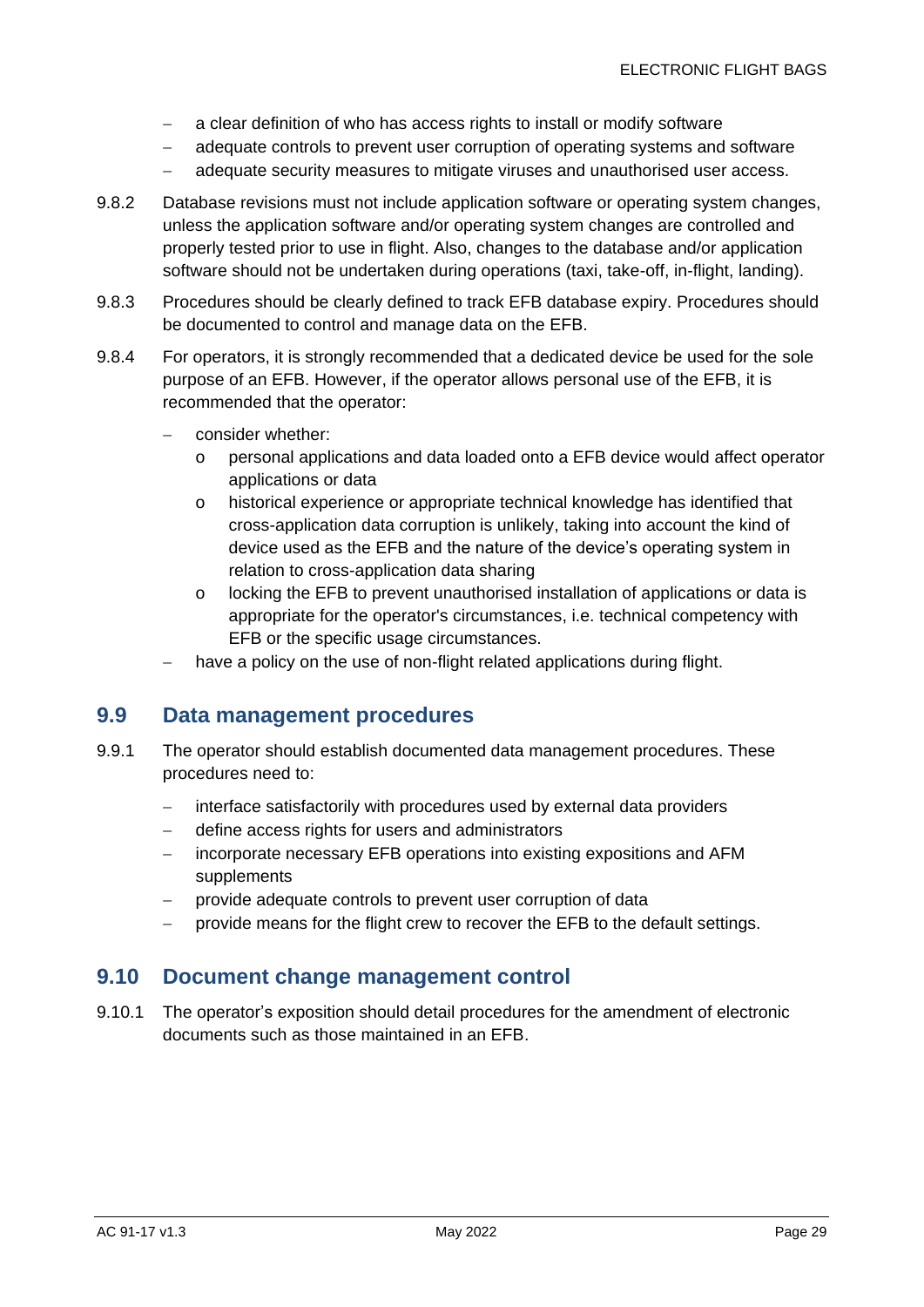- a clear definition of who has access rights to install or modify software
- adequate controls to prevent user corruption of operating systems and software
- adequate security measures to mitigate viruses and unauthorised user access.

9.8.2 Database revisions must not include application software or operating system changes, unless the application software and/or operating system changes are controlled and properly tested prior to use in flight. Also, changes to the database and/or application software should not be undertaken during operations (taxi, take-off, in-flight, landing).

9.8.3 Procedures should be clearly defined to track EFB database expiry. Procedures should be documented to control and manage data on the EFB.

9.8.4 For operators, it is strongly recommended that a dedicated device be used for the sole purpose of an EFB. However, if the operator allows personal use of the EFB, it is recommended that the operator:

- consider whether:
  - personal applications and data loaded onto a EFB device would affect operator applications or data
  - historical experience or appropriate technical knowledge has identified that cross-application data corruption is unlikely, taking into account the kind of device used as the EFB and the nature of the device's operating system in relation to cross-application data sharing
  - locking the EFB to prevent unauthorised installation of applications or data is appropriate for the operator's circumstances, i.e. technical competency with EFB or the specific usage circumstances.
- have a policy on the use of non-flight related applications during flight.

## 9.9 Data management procedures

9.9.1 The operator should establish documented data management procedures. These procedures need to:

- interface satisfactorily with procedures used by external data providers
- define access rights for users and administrators
- incorporate necessary EFB operations into existing expositions and AFM supplements
- provide adequate controls to prevent user corruption of data
- provide means for the flight crew to recover the EFB to the default settings.

## 9.10 Document change management control

9.10.1 The operator's exposition should detail procedures for the amendment of electronic documents such as those maintained in an EFB.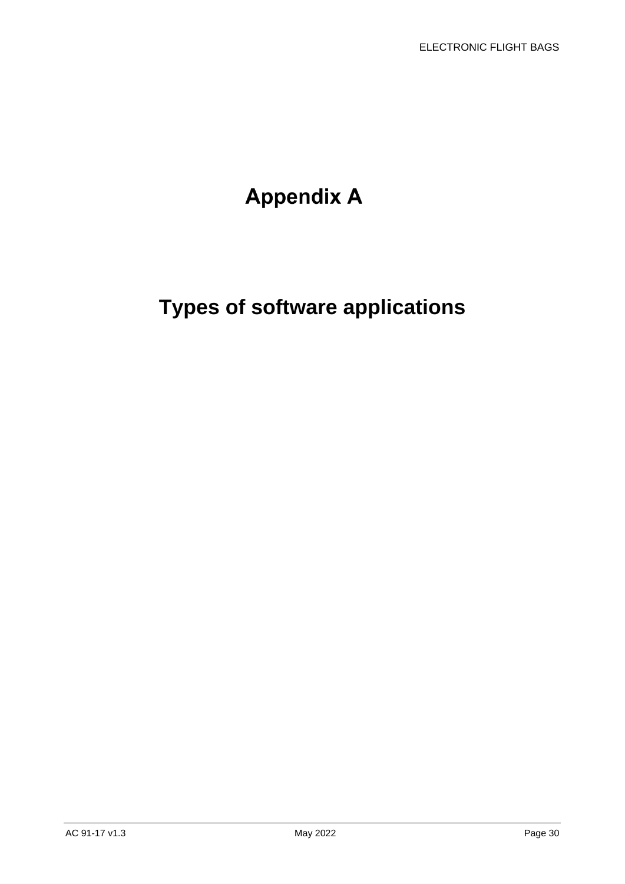# Appendix A

# Types of software applications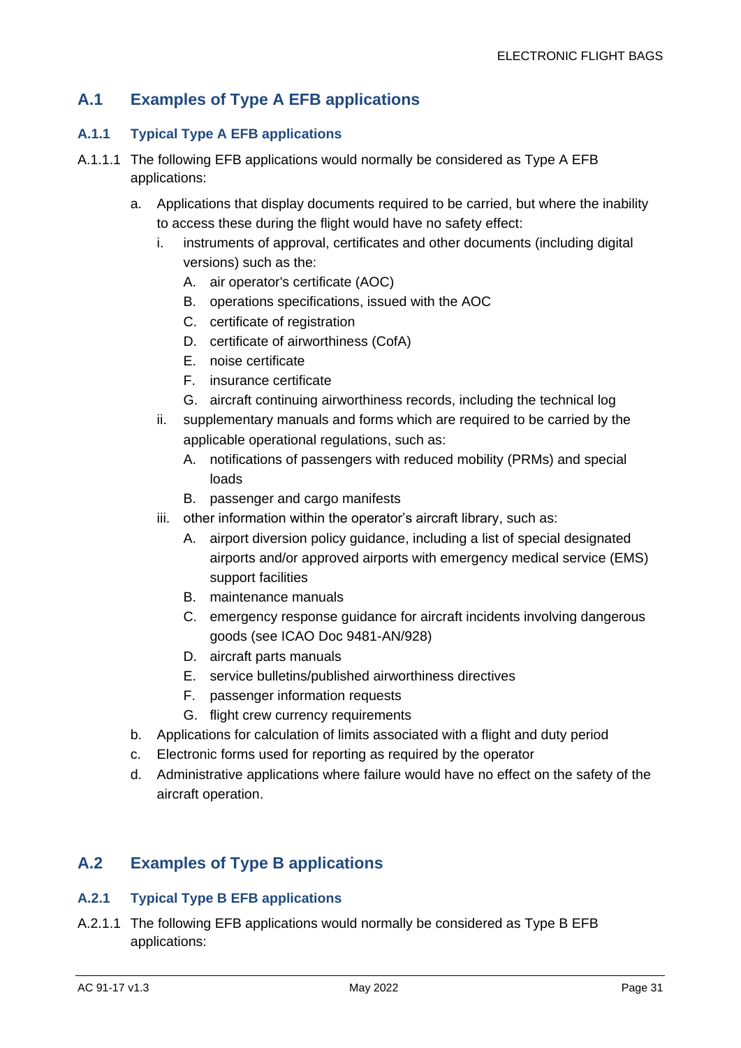## A.1 Examples of Type A EFB applications

### A.1.1 Typical Type A EFB applications

A.1.1.1 The following EFB applications would normally be considered as Type A EFB applications:

a. Applications that display documents required to be carried, but where the inability to access these during the flight would have no safety effect:
   i. instruments of approval, certificates and other documents (including digital versions) such as the:
      A. air operator's certificate (AOC)
      B. operations specifications, issued with the AOC
      C. certificate of registration
      D. certificate of airworthiness (CofA)
      E. noise certificate
      F. insurance certificate
      G. aircraft continuing airworthiness records, including the technical log
   ii. supplementary manuals and forms which are required to be carried by the applicable operational regulations, such as:
      A. notifications of passengers with reduced mobility (PRMs) and special loads
      B. passenger and cargo manifests
   iii. other information within the operator's aircraft library, such as:
      A. airport diversion policy guidance, including a list of special designated airports and/or approved airports with emergency medical service (EMS) support facilities
      B. maintenance manuals
      C. emergency response guidance for aircraft incidents involving dangerous goods (see ICAO Doc 9481-AN/928)
      D. aircraft parts manuals
      E. service bulletins/published airworthiness directives
      F. passenger information requests
      G. flight crew currency requirements
b. Applications for calculation of limits associated with a flight and duty period
c. Electronic forms used for reporting as required by the operator
d. Administrative applications where failure would have no effect on the safety of the aircraft operation.

## A.2 Examples of Type B applications

### A.2.1 Typical Type B EFB applications

A.2.1.1 The following EFB applications would normally be considered as Type B EFB applications: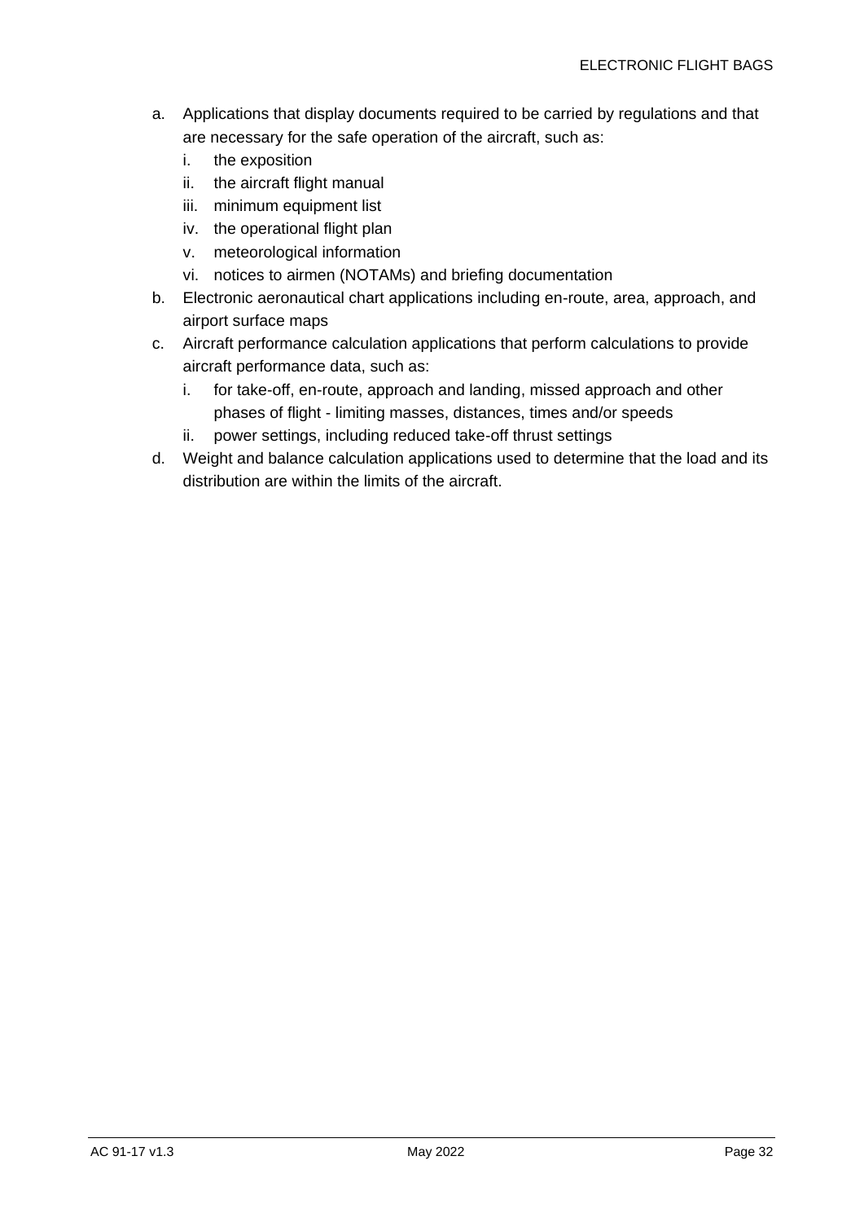a. Applications that display documents required to be carried by regulations and that are necessary for the safe operation of the aircraft, such as:
    i. the exposition
    ii. the aircraft flight manual
    iii. minimum equipment list
    iv. the operational flight plan
    v. meteorological information
    vi. notices to airmen (NOTAMs) and briefing documentation
b. Electronic aeronautical chart applications including en-route, area, approach, and airport surface maps
c. Aircraft performance calculation applications that perform calculations to provide aircraft performance data, such as:
    i. for take-off, en-route, approach and landing, missed approach and other phases of flight - limiting masses, distances, times and/or speeds
    ii. power settings, including reduced take-off thrust settings
d. Weight and balance calculation applications used to determine that the load and its distribution are within the limits of the aircraft.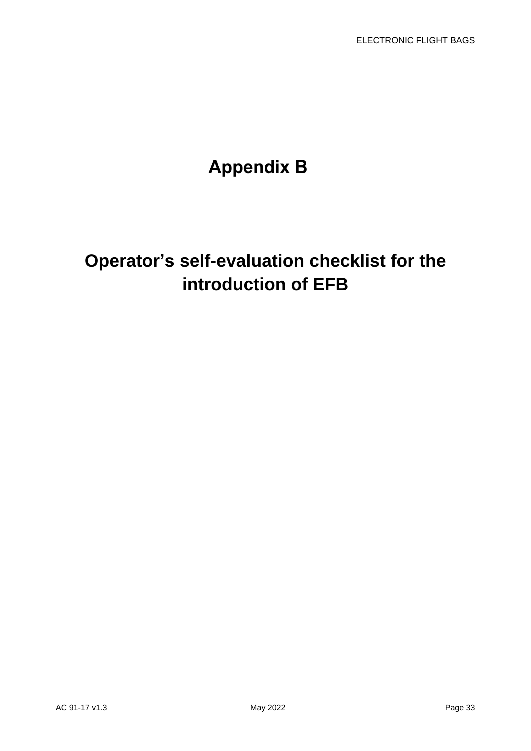# Appendix B

# Operator’s self-evaluation checklist for the introduction of EFB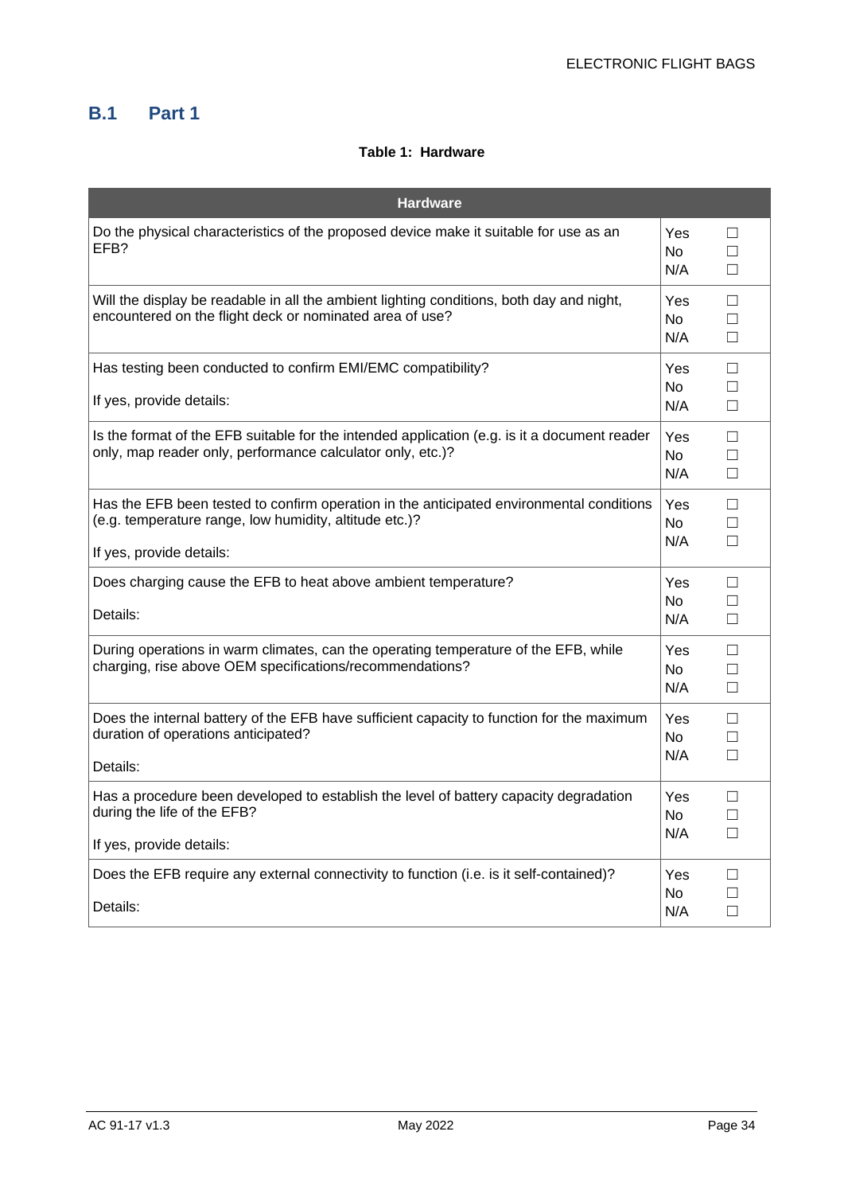## B.1 Part 1

**Table 1: Hardware**

| Hardware | |
|---|---|
| Do the physical characteristics of the proposed device make it suitable for use as an EFB? | Yes ☐<br>No ☐<br>N/A ☐ |
| Will the display be readable in all the ambient lighting conditions, both day and night, encountered on the flight deck or nominated area of use? | Yes ☐<br>No ☐<br>N/A ☐ |
| Has testing been conducted to confirm EMI/EMC compatibility?<br><br>If yes, provide details: | Yes ☐<br>No ☐<br>N/A ☐ |
| Is the format of the EFB suitable for the intended application (e.g. is it a document reader only, map reader only, performance calculator only, etc.)? | Yes ☐<br>No ☐<br>N/A ☐ |
| Has the EFB been tested to confirm operation in the anticipated environmental conditions (e.g. temperature range, low humidity, altitude etc.)?<br><br>If yes, provide details: | Yes ☐<br>No ☐<br>N/A ☐ |
| Does charging cause the EFB to heat above ambient temperature?<br><br>Details: | Yes ☐<br>No ☐<br>N/A ☐ |
| During operations in warm climates, can the operating temperature of the EFB, while charging, rise above OEM specifications/recommendations? | Yes ☐<br>No ☐<br>N/A ☐ |
| Does the internal battery of the EFB have sufficient capacity to function for the maximum duration of operations anticipated?<br><br>Details: | Yes ☐<br>No ☐<br>N/A ☐ |
| Has a procedure been developed to establish the level of battery capacity degradation during the life of the EFB?<br><br>If yes, provide details: | Yes ☐<br>No ☐<br>N/A ☐ |
| Does the EFB require any external connectivity to function (i.e. is it self-contained)?<br><br>Details: | Yes ☐<br>No ☐<br>N/A ☐ |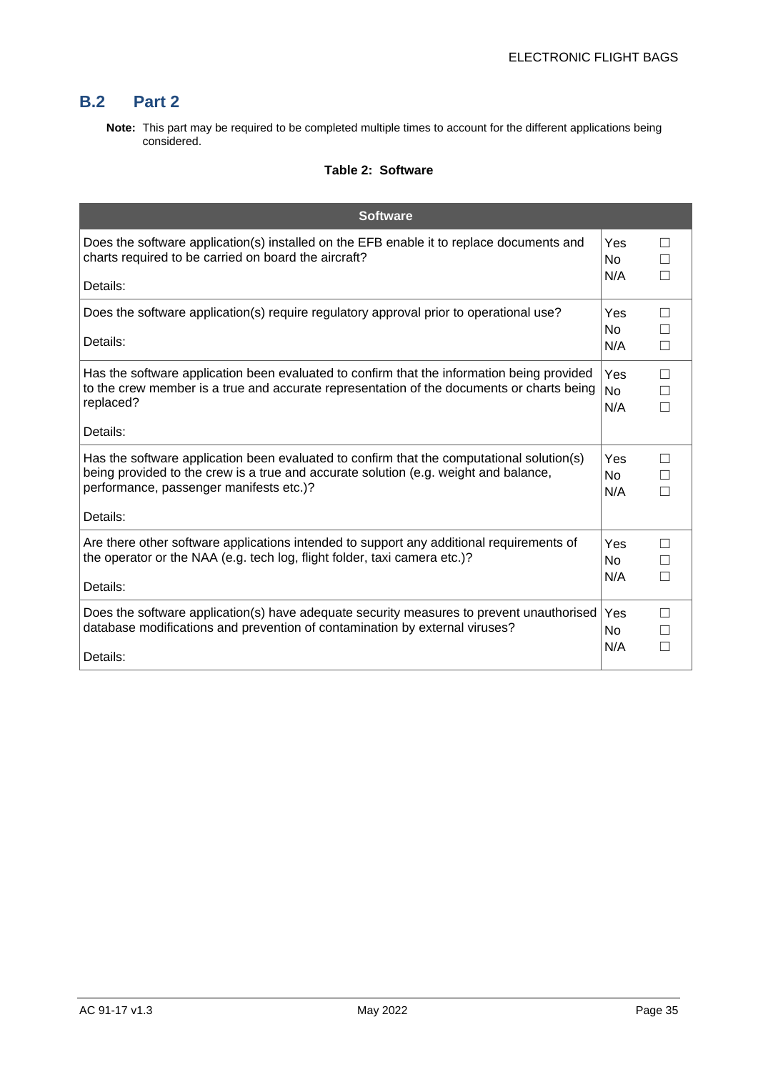## B.2 Part 2

**Note:** This part may be required to be completed multiple times to account for the different applications being considered.

**Table 2: Software**

| Software | |
|---|---|
| Does the software application(s) installed on the EFB enable it to replace documents and charts required to be carried on board the aircraft?<br><br>Details: | Yes ☐<br>No ☐<br>N/A ☐ |
| Does the software application(s) require regulatory approval prior to operational use?<br><br>Details: | Yes ☐<br>No ☐<br>N/A ☐ |
| Has the software application been evaluated to confirm that the information being provided to the crew member is a true and accurate representation of the documents or charts being replaced?<br><br>Details: | Yes ☐<br>No ☐<br>N/A ☐ |
| Has the software application been evaluated to confirm that the computational solution(s) being provided to the crew is a true and accurate solution (e.g. weight and balance, performance, passenger manifests etc.)?<br><br>Details: | Yes ☐<br>No ☐<br>N/A ☐ |
| Are there other software applications intended to support any additional requirements of the operator or the NAA (e.g. tech log, flight folder, taxi camera etc.)?<br><br>Details: | Yes ☐<br>No ☐<br>N/A ☐ |
| Does the software application(s) have adequate security measures to prevent unauthorised database modifications and prevention of contamination by external viruses?<br><br>Details: | Yes ☐<br>No ☐<br>N/A ☐ |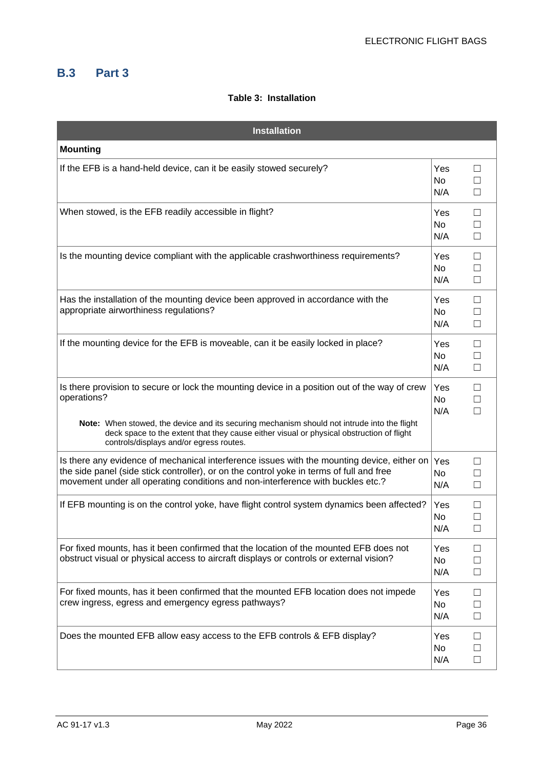## B.3 Part 3

**Table 3: Installation**

| Installation | |
|---|---|
| **Mounting** | |
| If the EFB is a hand-held device, can it be easily stowed securely? | Yes ☐<br>No ☐<br>N/A ☐ |
| When stowed, is the EFB readily accessible in flight? | Yes ☐<br>No ☐<br>N/A ☐ |
| Is the mounting device compliant with the applicable crashworthiness requirements? | Yes ☐<br>No ☐<br>N/A ☐ |
| Has the installation of the mounting device been approved in accordance with the appropriate airworthiness regulations? | Yes ☐<br>No ☐<br>N/A ☐ |
| If the mounting device for the EFB is moveable, can it be easily locked in place? | Yes ☐<br>No ☐<br>N/A ☐ |
| Is there provision to secure or lock the mounting device in a position out of the way of crew operations?<br><br>**Note:** When stowed, the device and its securing mechanism should not intrude into the flight deck space to the extent that they cause either visual or physical obstruction of flight controls/displays and/or egress routes. | Yes ☐<br>No ☐<br>N/A ☐ |
| Is there any evidence of mechanical interference issues with the mounting device, either on the side panel (side stick controller), or on the control yoke in terms of full and free movement under all operating conditions and non-interference with buckles etc.? | Yes ☐<br>No ☐<br>N/A ☐ |
| If EFB mounting is on the control yoke, have flight control system dynamics been affected? | Yes ☐<br>No ☐<br>N/A ☐ |
| For fixed mounts, has it been confirmed that the location of the mounted EFB does not obstruct visual or physical access to aircraft displays or controls or external vision? | Yes ☐<br>No ☐<br>N/A ☐ |
| For fixed mounts, has it been confirmed that the mounted EFB location does not impede crew ingress, egress and emergency egress pathways? | Yes ☐<br>No ☐<br>N/A ☐ |
| Does the mounted EFB allow easy access to the EFB controls & EFB display? | Yes ☐<br>No ☐<br>N/A ☐ |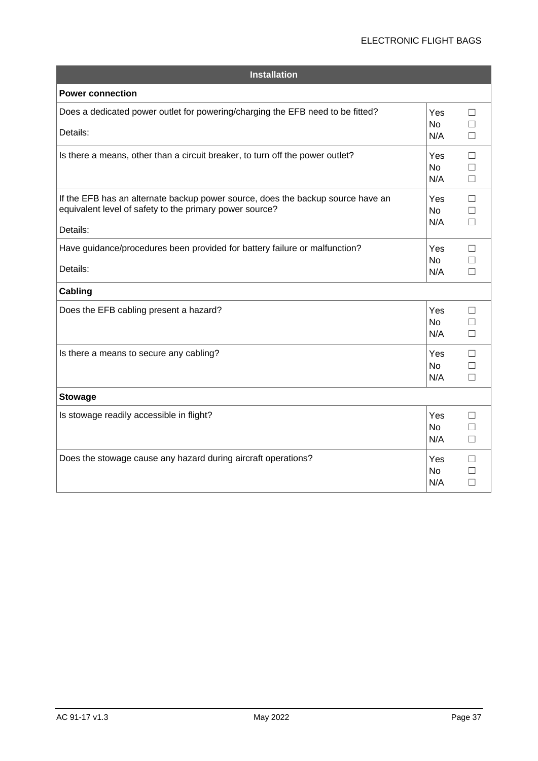| Installation | |
|---|---|
| **Power connection** | |
| Does a dedicated power outlet for powering/charging the EFB need to be fitted?<br><br>Details: | Yes ☐<br>No ☐<br>N/A ☐ |
| Is there a means, other than a circuit breaker, to turn off the power outlet? | Yes ☐<br>No ☐<br>N/A ☐ |
| If the EFB has an alternate backup power source, does the backup source have an equivalent level of safety to the primary power source?<br><br>Details: | Yes ☐<br>No ☐<br>N/A ☐ |
| Have guidance/procedures been provided for battery failure or malfunction?<br><br>Details: | Yes ☐<br>No ☐<br>N/A ☐ |
| **Cabling** | |
| Does the EFB cabling present a hazard? | Yes ☐<br>No ☐<br>N/A ☐ |
| Is there a means to secure any cabling? | Yes ☐<br>No ☐<br>N/A ☐ |
| **Stowage** | |
| Is stowage readily accessible in flight? | Yes ☐<br>No ☐<br>N/A ☐ |
| Does the stowage cause any hazard during aircraft operations? | Yes ☐<br>No ☐<br>N/A ☐ |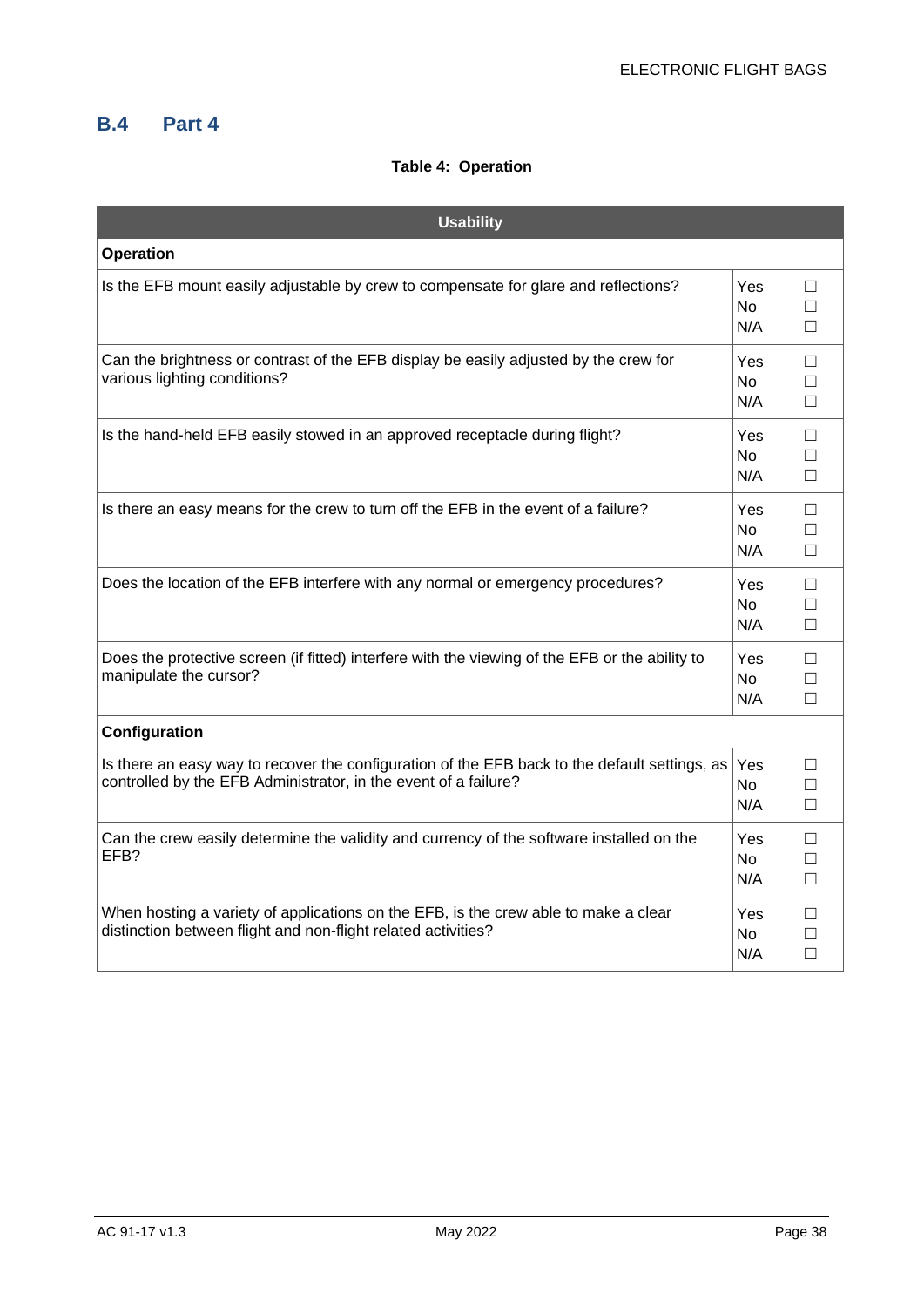## B.4 Part 4

**Table 4: Operation**

| Usability | |
|---|---|
| **Operation** | |
| Is the EFB mount easily adjustable by crew to compensate for glare and reflections? | Yes ☐<br>No ☐<br>N/A ☐ |
| Can the brightness or contrast of the EFB display be easily adjusted by the crew for various lighting conditions? | Yes ☐<br>No ☐<br>N/A ☐ |
| Is the hand-held EFB easily stowed in an approved receptacle during flight? | Yes ☐<br>No ☐<br>N/A ☐ |
| Is there an easy means for the crew to turn off the EFB in the event of a failure? | Yes ☐<br>No ☐<br>N/A ☐ |
| Does the location of the EFB interfere with any normal or emergency procedures? | Yes ☐<br>No ☐<br>N/A ☐ |
| Does the protective screen (if fitted) interfere with the viewing of the EFB or the ability to manipulate the cursor? | Yes ☐<br>No ☐<br>N/A ☐ |
| **Configuration** | |
| Is there an easy way to recover the configuration of the EFB back to the default settings, as controlled by the EFB Administrator, in the event of a failure? | Yes ☐<br>No ☐<br>N/A ☐ |
| Can the crew easily determine the validity and currency of the software installed on the EFB? | Yes ☐<br>No ☐<br>N/A ☐ |
| When hosting a variety of applications on the EFB, is the crew able to make a clear distinction between flight and non-flight related activities? | Yes ☐<br>No ☐<br>N/A ☐ |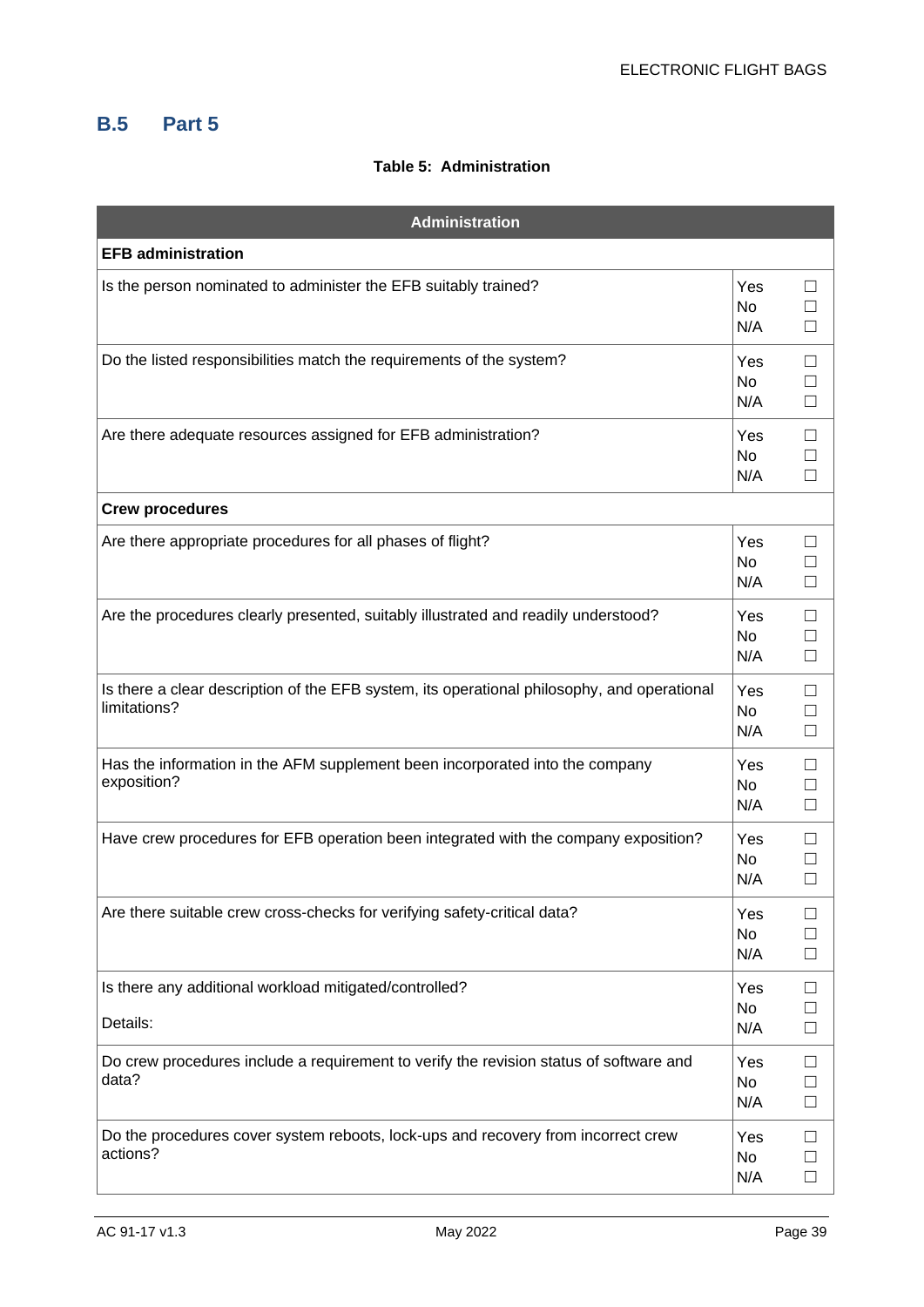## B.5 Part 5

**Table 5: Administration**

| Administration | |
|---|---|
| **EFB administration** | |
| Is the person nominated to administer the EFB suitably trained? | Yes ☐<br>No ☐<br>N/A ☐ |
| Do the listed responsibilities match the requirements of the system? | Yes ☐<br>No ☐<br>N/A ☐ |
| Are there adequate resources assigned for EFB administration? | Yes ☐<br>No ☐<br>N/A ☐ |
| **Crew procedures** | |
| Are there appropriate procedures for all phases of flight? | Yes ☐<br>No ☐<br>N/A ☐ |
| Are the procedures clearly presented, suitably illustrated and readily understood? | Yes ☐<br>No ☐<br>N/A ☐ |
| Is there a clear description of the EFB system, its operational philosophy, and operational limitations? | Yes ☐<br>No ☐<br>N/A ☐ |
| Has the information in the AFM supplement been incorporated into the company exposition? | Yes ☐<br>No ☐<br>N/A ☐ |
| Have crew procedures for EFB operation been integrated with the company exposition? | Yes ☐<br>No ☐<br>N/A ☐ |
| Are there suitable crew cross-checks for verifying safety-critical data? | Yes ☐<br>No ☐<br>N/A ☐ |
| Is there any additional workload mitigated/controlled?<br><br>Details: | Yes ☐<br>No ☐<br>N/A ☐ |
| Do crew procedures include a requirement to verify the revision status of software and data? | Yes ☐<br>No ☐<br>N/A ☐ |
| Do the procedures cover system reboots, lock-ups and recovery from incorrect crew actions? | Yes ☐<br>No ☐<br>N/A ☐ |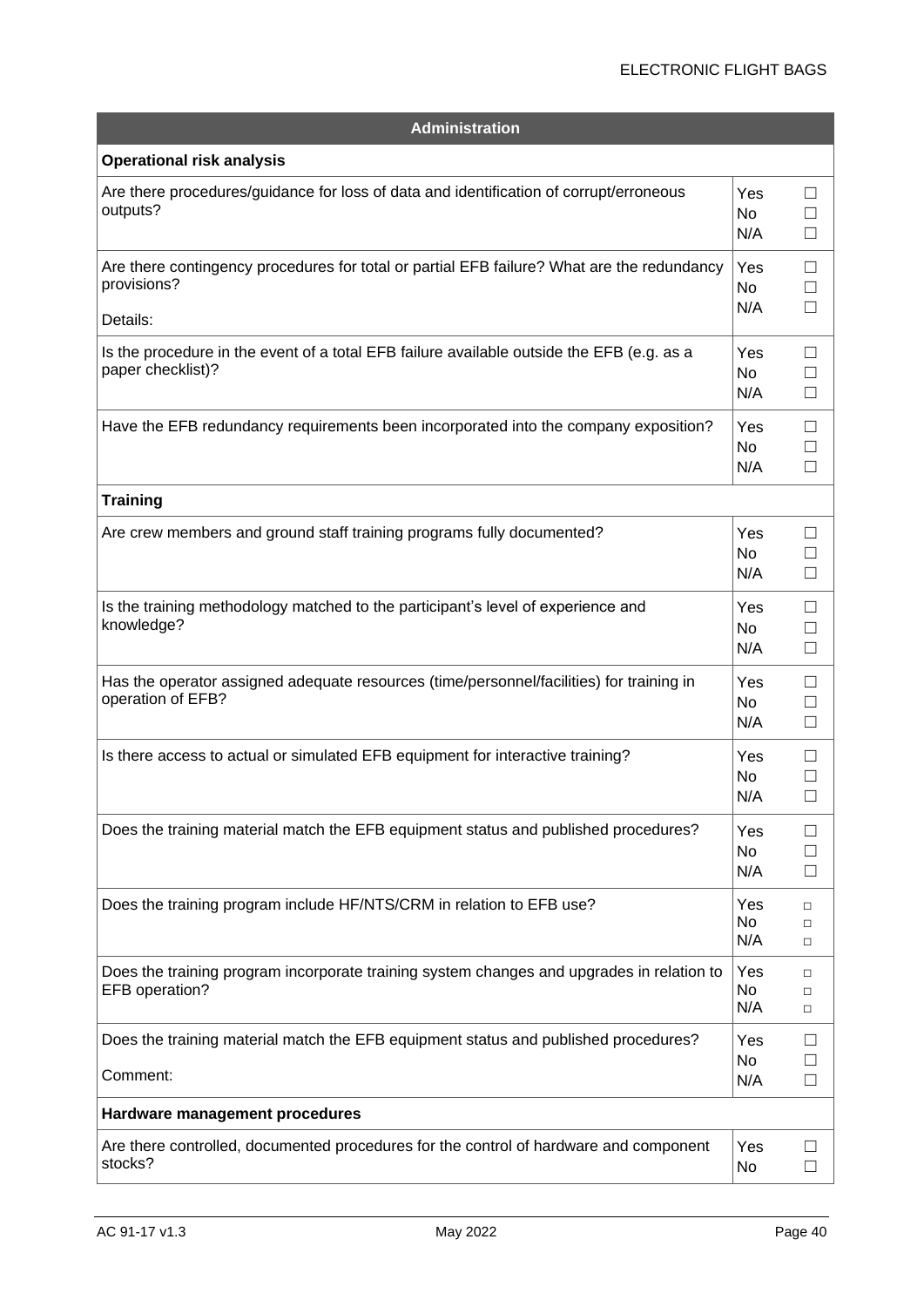| Administration | |
|---|---|
| **Operational risk analysis** | |
| Are there procedures/guidance for loss of data and identification of corrupt/erroneous outputs? | Yes ☐<br>No ☐<br>N/A ☐ |
| Are there contingency procedures for total or partial EFB failure? What are the redundancy provisions?<br><br>Details: | Yes ☐<br>No ☐<br>N/A ☐ |
| Is the procedure in the event of a total EFB failure available outside the EFB (e.g. as a paper checklist)? | Yes ☐<br>No ☐<br>N/A ☐ |
| Have the EFB redundancy requirements been incorporated into the company exposition? | Yes ☐<br>No ☐<br>N/A ☐ |
| **Training** | |
| Are crew members and ground staff training programs fully documented? | Yes ☐<br>No ☐<br>N/A ☐ |
| Is the training methodology matched to the participant's level of experience and knowledge? | Yes ☐<br>No ☐<br>N/A ☐ |
| Has the operator assigned adequate resources (time/personnel/facilities) for training in operation of EFB? | Yes ☐<br>No ☐<br>N/A ☐ |
| Is there access to actual or simulated EFB equipment for interactive training? | Yes ☐<br>No ☐<br>N/A ☐ |
| Does the training material match the EFB equipment status and published procedures? | Yes ☐<br>No ☐<br>N/A ☐ |
| Does the training program include HF/NTS/CRM in relation to EFB use? | Yes ☐<br>No ☐<br>N/A ☐ |
| Does the training program incorporate training system changes and upgrades in relation to EFB operation? | Yes ☐<br>No ☐<br>N/A ☐ |
| Does the training material match the EFB equipment status and published procedures?<br><br>Comment: | Yes ☐<br>No ☐<br>N/A ☐ |
| **Hardware management procedures** | |
| Are there controlled, documented procedures for the control of hardware and component stocks? | Yes ☐<br>No ☐ |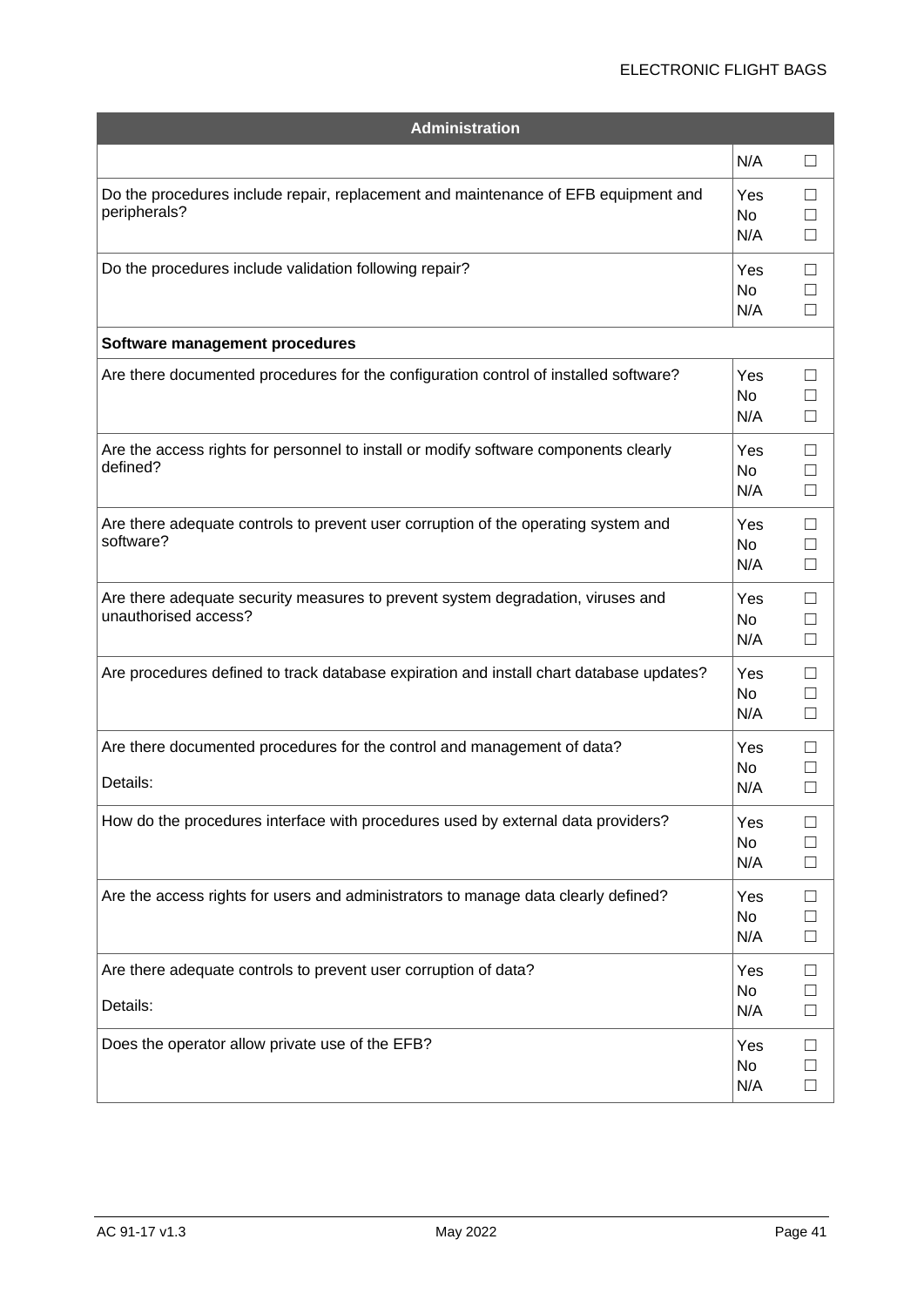| Administration | |
|---|---|
| | N/A ☐ |
| Do the procedures include repair, replacement and maintenance of EFB equipment and peripherals? | Yes ☐<br>No ☐<br>N/A ☐ |
| Do the procedures include validation following repair? | Yes ☐<br>No ☐<br>N/A ☐ |
| **Software management procedures** | |
| Are there documented procedures for the configuration control of installed software? | Yes ☐<br>No ☐<br>N/A ☐ |
| Are the access rights for personnel to install or modify software components clearly defined? | Yes ☐<br>No ☐<br>N/A ☐ |
| Are there adequate controls to prevent user corruption of the operating system and software? | Yes ☐<br>No ☐<br>N/A ☐ |
| Are there adequate security measures to prevent system degradation, viruses and unauthorised access? | Yes ☐<br>No ☐<br>N/A ☐ |
| Are procedures defined to track database expiration and install chart database updates? | Yes ☐<br>No ☐<br>N/A ☐ |
| Are there documented procedures for the control and management of data?<br><br>Details: | Yes ☐<br>No ☐<br>N/A ☐ |
| How do the procedures interface with procedures used by external data providers? | Yes ☐<br>No ☐<br>N/A ☐ |
| Are the access rights for users and administrators to manage data clearly defined? | Yes ☐<br>No ☐<br>N/A ☐ |
| Are there adequate controls to prevent user corruption of data?<br><br>Details: | Yes ☐<br>No ☐<br>N/A ☐ |
| Does the operator allow private use of the EFB? | Yes ☐<br>No ☐<br>N/A ☐ |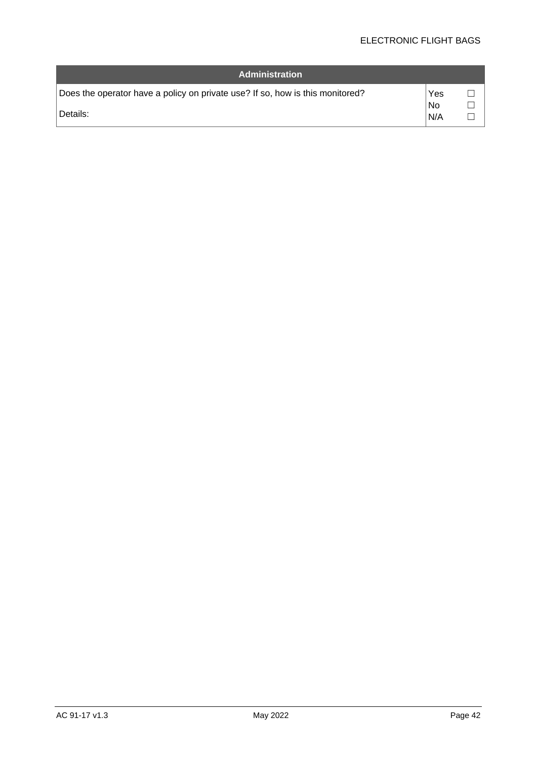| Administration | |
|---|---|
| Does the operator have a policy on private use? If so, how is this monitored?<br><br>Details: | Yes ☐<br>No ☐<br>N/A ☐ |